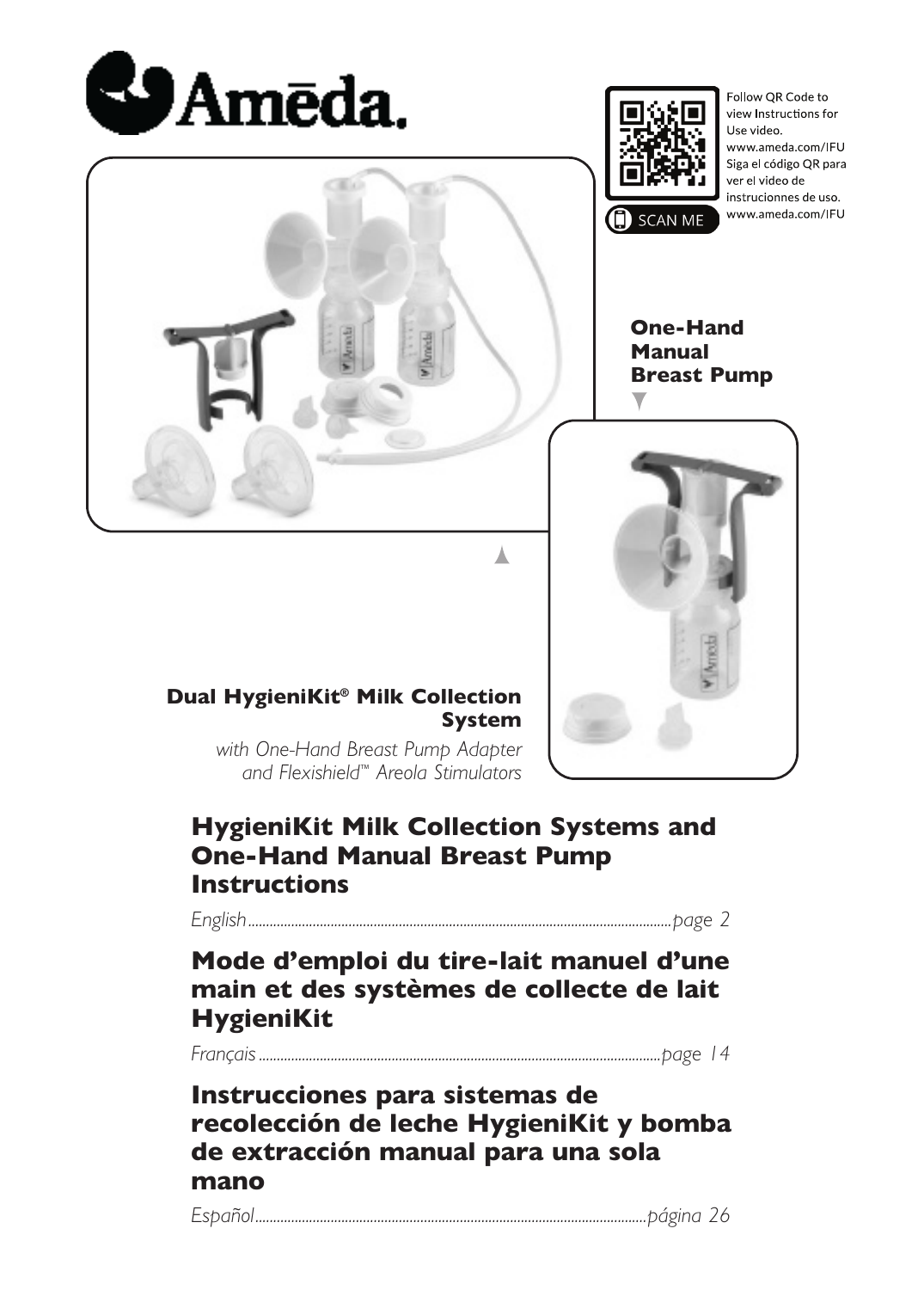# Amēda.

Follow QR Code to view Instructions for Use video.
www.ameda.com/IFU
Siga el código QR para ver el video de instruciones de uso.
www.ameda.com/IFU

SCAN ME

**One-Hand Manual Breast Pump**

**Dual HygieniKit® Milk Collection System**

*with One-Hand Breast Pump Adapter and Flexishield™ Areola Stimulators*

## HygieniKit Milk Collection Systems and One-Hand Manual Breast Pump Instructions

*English.......................................................page 2*

## Mode d'emploi du tire-lait manuel d'une main et des systèmes de collecte de lait HygieniKit

*Français.......................................................page 14*

## Instrucciones para sistemas de recolección de leche HygieniKit y bomba de extracción manual para una sola mano

*Español.......................................................página 26*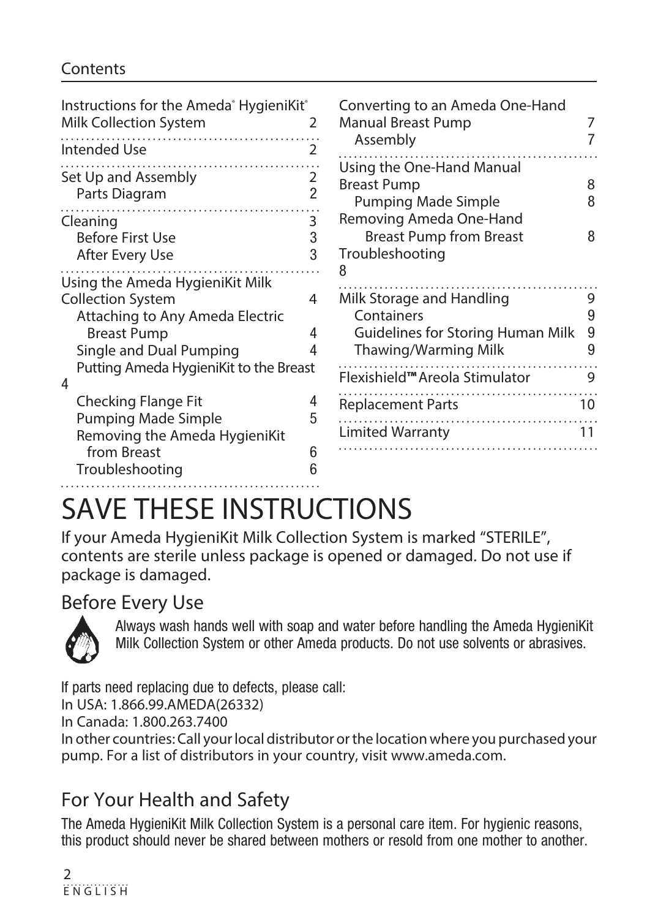## Contents

| | |
|---|---|
| Instructions for the Ameda® HygieniKit® Milk Collection System | 2 |
| Intended Use | 2 |
| Set Up and Assembly | 2 |
| Parts Diagram | 2 |
| Cleaning | 3 |
| Before First Use | 3 |
| After Every Use | 3 |
| Using the Ameda HygieniKit Milk Collection System | 4 |
| Attaching to Any Ameda Electric Breast Pump | 4 |
| Single and Dual Pumping | 4 |
| Putting Ameda HygieniKit to the Breast | 4 |
| Checking Flange Fit | 4 |
| Pumping Made Simple | 5 |
| Removing the Ameda HygieniKit from Breast | 6 |
| Troubleshooting | 6 |
| Converting to an Ameda One-Hand Manual Breast Pump | 7 |
| Assembly | 7 |
| Using the One-Hand Manual Breast Pump | 8 |
| Pumping Made Simple | 8 |
| Removing Ameda One-Hand Breast Pump from Breast | 8 |
| Troubleshooting | 8 |
| Milk Storage and Handling | 9 |
| Containers | 9 |
| Guidelines for Storing Human Milk | 9 |
| Thawing/Warming Milk | 9 |
| Flexishield™ Areola Stimulator | 9 |
| Replacement Parts | 10 |
| Limited Warranty | 11 |

# SAVE THESE INSTRUCTIONS

If your Ameda HygieniKit Milk Collection System is marked "STERILE", contents are sterile unless package is opened or damaged. Do not use if package is damaged.

## Before Every Use

Always wash hands well with soap and water before handling the Ameda HygieniKit Milk Collection System or other Ameda products. Do not use solvents or abrasives.

If parts need replacing due to defects, please call:
In USA: 1.866.99.AMEDA(26332)
In Canada: 1.800.263.7400
In other countries: Call your local distributor or the location where you purchased your pump. For a list of distributors in your country, visit www.ameda.com.

## For Your Health and Safety

The Ameda HygieniKit Milk Collection System is a personal care item. For hygienic reasons, this product should never be shared between mothers or resold from one mother to another.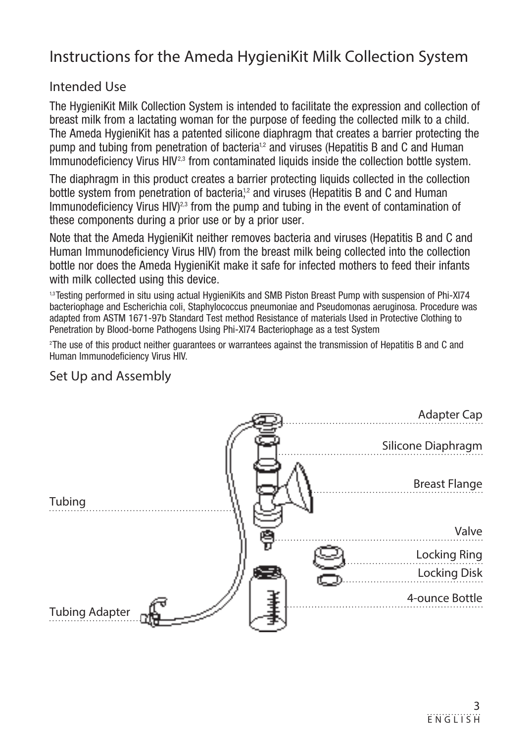# Instructions for the Ameda HygieniKit Milk Collection System

## Intended Use

The HygieniKit Milk Collection System is intended to facilitate the expression and collection of breast milk from a lactating woman for the purpose of feeding the collected milk to a child. The Ameda HygieniKit has a patented silicone diaphragm that creates a barrier protecting the pump and tubing from penetration of bacteria[1,2] and viruses (Hepatitis B and C and Human Immunodeficiency Virus HIV[2,3] from contaminated liquids inside the collection bottle system.

The diaphragm in this product creates a barrier protecting liquids collected in the collection bottle system from penetration of bacteria,[1,2] and viruses (Hepatitis B and C and Human Immunodeficiency Virus HIV)[2,3] from the pump and tubing in the event of contamination of these components during a prior use or by a prior user.

Note that the Ameda HygieniKit neither removes bacteria and viruses (Hepatitis B and C and Human Immunodeficiency Virus HIV) from the breast milk being collected into the collection bottle nor does the Ameda HygieniKit make it safe for infected mothers to feed their infants with milk collected using this device.

[1,3]Testing performed in situ using actual HygieniKits and SMB Piston Breast Pump with suspension of Phi-XI74 bacteriophage and Escherichia coli, Staphylococcus pneumoniae and Pseudomonas aeruginosa. Procedure was adapted from ASTM 1671-97b Standard Test method Resistance of materials Used in Protective Clothing to Penetration by Blood-borne Pathogens Using Phi-XI74 Bacteriophage as a test System

[2]The use of this product neither guarantees or warrantees against the transmission of Hepatitis B and C and Human Immunodeficiency Virus HIV.

## Set Up and Assembly

Adapter Cap

Silicone Diaphragm

Breast Flange

Tubing

Valve

Locking Ring

Locking Disk

4-ounce Bottle

Tubing Adapter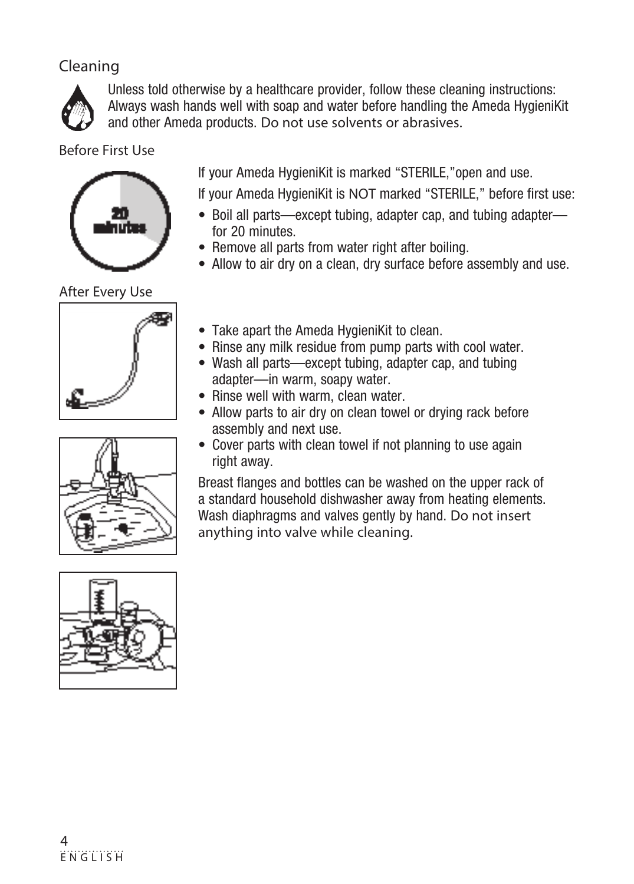## Cleaning

Unless told otherwise by a healthcare provider, follow these cleaning instructions: Always wash hands well with soap and water before handling the Ameda HygieniKit and other Ameda products. Do not use solvents or abrasives.

### Before First Use

If your Ameda HygieniKit is marked “STERILE,”open and use.

If your Ameda HygieniKit is NOT marked “STERILE,” before first use:

- Boil all parts—except tubing, adapter cap, and tubing adapter—for 20 minutes.
- Remove all parts from water right after boiling.
- Allow to air dry on a clean, dry surface before assembly and use.

### After Every Use

- Take apart the Ameda HygieniKit to clean.
- Rinse any milk residue from pump parts with cool water.
- Wash all parts—except tubing, adapter cap, and tubing adapter—in warm, soapy water.
- Rinse well with warm, clean water.
- Allow parts to air dry on clean towel or drying rack before assembly and next use.
- Cover parts with clean towel if not planning to use again right away.

Breast flanges and bottles can be washed on the upper rack of a standard household dishwasher away from heating elements. Wash diaphragms and valves gently by hand. Do not insert anything into valve while cleaning.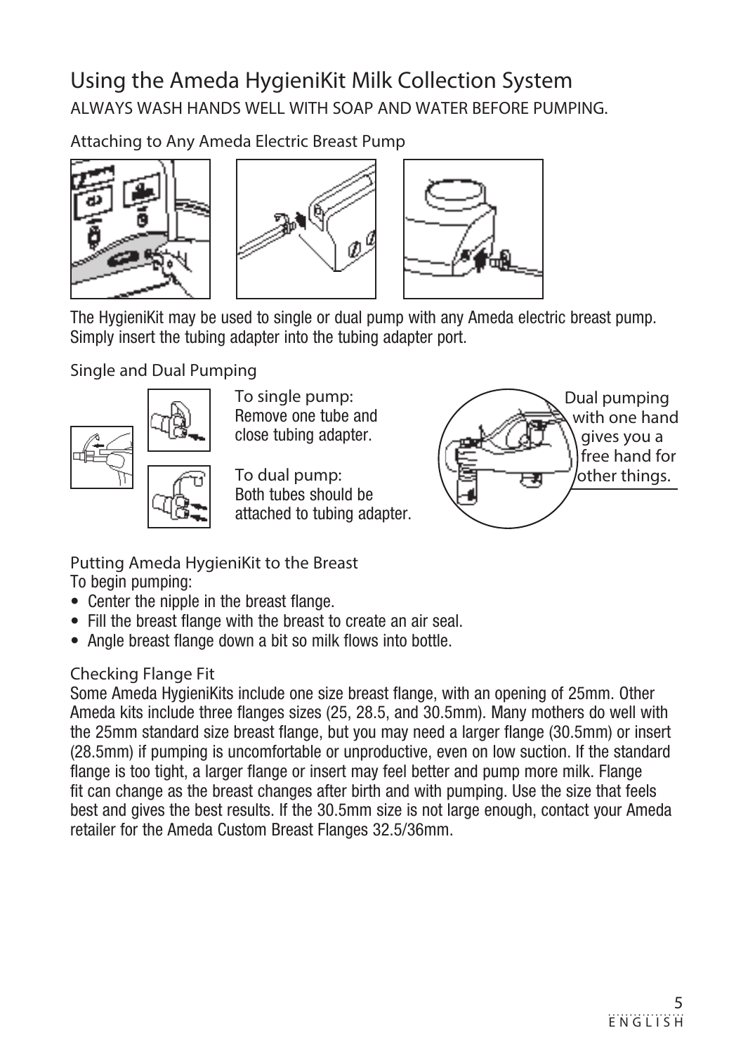# Using the Ameda HygieniKit Milk Collection System

ALWAYS WASH HANDS WELL WITH SOAP AND WATER BEFORE PUMPING.

## Attaching to Any Ameda Electric Breast Pump

The HygieniKit may be used to single or dual pump with any Ameda electric breast pump. Simply insert the tubing adapter into the tubing adapter port.

## Single and Dual Pumping

To single pump:
Remove one tube and close tubing adapter.

To dual pump:
Both tubes should be attached to tubing adapter.

Dual pumping with one hand gives you a free hand for other things.

## Putting Ameda HygieniKit to the Breast

To begin pumping:

- Center the nipple in the breast flange.
- Fill the breast flange with the breast to create an air seal.
- Angle breast flange down a bit so milk flows into bottle.

## Checking Flange Fit

Some Ameda HygieniKits include one size breast flange, with an opening of 25mm. Other Ameda kits include three flanges sizes (25, 28.5, and 30.5mm). Many mothers do well with the 25mm standard size breast flange, but you may need a larger flange (30.5mm) or insert (28.5mm) if pumping is uncomfortable or unproductive, even on low suction. If the standard flange is too tight, a larger flange or insert may feel better and pump more milk. Flange fit can change as the breast changes after birth and with pumping. Use the size that feels best and gives the best results. If the 30.5mm size is not large enough, contact your Ameda retailer for the Ameda Custom Breast Flanges 32.5/36mm.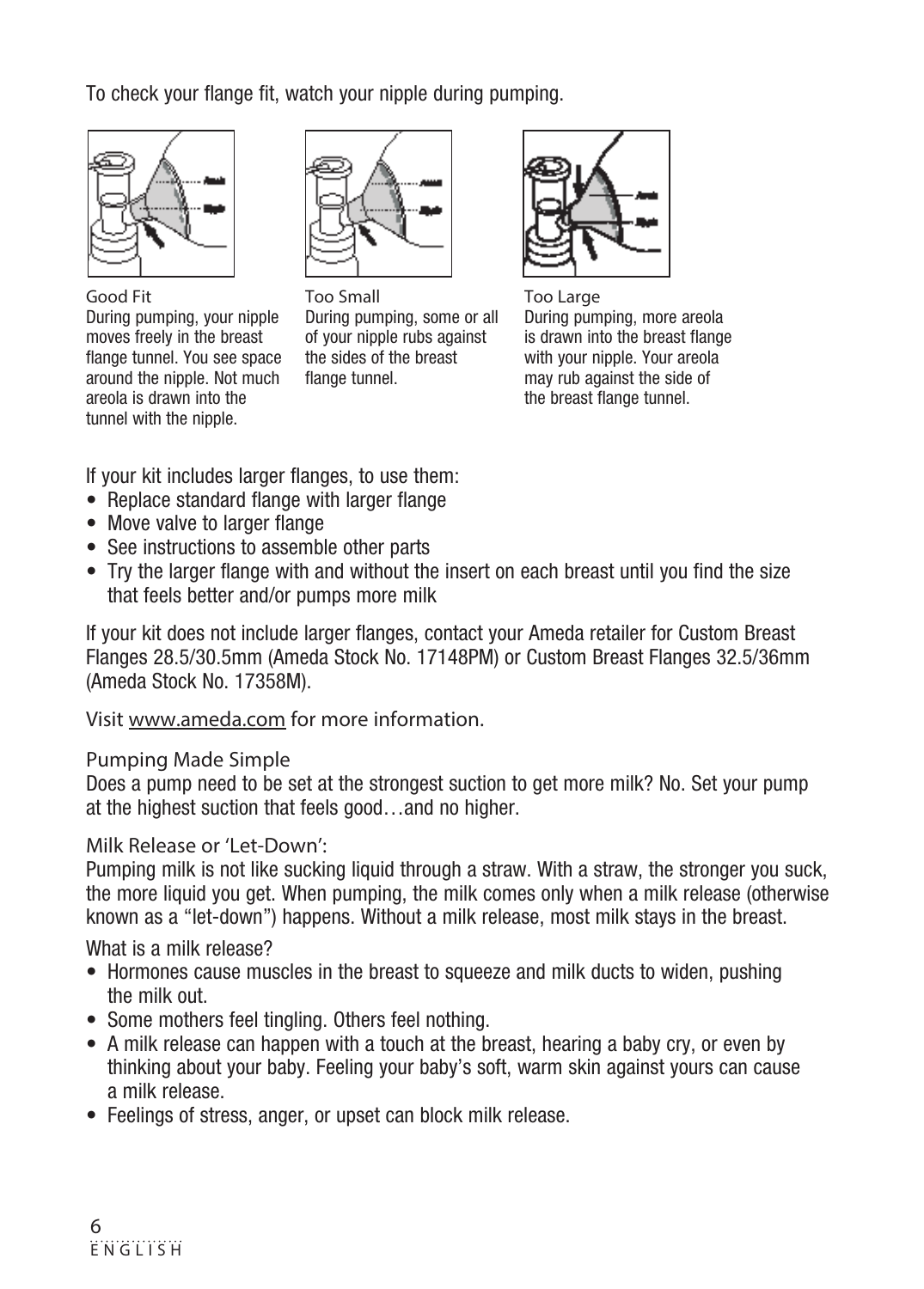To check your flange fit, watch your nipple during pumping.

Good Fit
During pumping, your nipple moves freely in the breast flange tunnel. You see space around the nipple. Not much areola is drawn into the tunnel with the nipple.

Too Small
During pumping, some or all of your nipple rubs against the sides of the breast flange tunnel.

Too Large
During pumping, more areola is drawn into the breast flange with your nipple. Your areola may rub against the side of the breast flange tunnel.

If your kit includes larger flanges, to use them:

- Replace standard flange with larger flange
- Move valve to larger flange
- See instructions to assemble other parts
- Try the larger flange with and without the insert on each breast until you find the size that feels better and/or pumps more milk

If your kit does not include larger flanges, contact your Ameda retailer for Custom Breast Flanges 28.5/30.5mm (Ameda Stock No. 17148PM) or Custom Breast Flanges 32.5/36mm (Ameda Stock No. 17358M).

Visit www.ameda.com for more information.

### Pumping Made Simple

Does a pump need to be set at the strongest suction to get more milk? No. Set your pump at the highest suction that feels good…and no higher.

### Milk Release or 'Let-Down':

Pumping milk is not like sucking liquid through a straw. With a straw, the stronger you suck, the more liquid you get. When pumping, the milk comes only when a milk release (otherwise known as a "let-down") happens. Without a milk release, most milk stays in the breast.

What is a milk release?

- Hormones cause muscles in the breast to squeeze and milk ducts to widen, pushing the milk out.
- Some mothers feel tingling. Others feel nothing.
- A milk release can happen with a touch at the breast, hearing a baby cry, or even by thinking about your baby. Feeling your baby's soft, warm skin against yours can cause a milk release.
- Feelings of stress, anger, or upset can block milk release.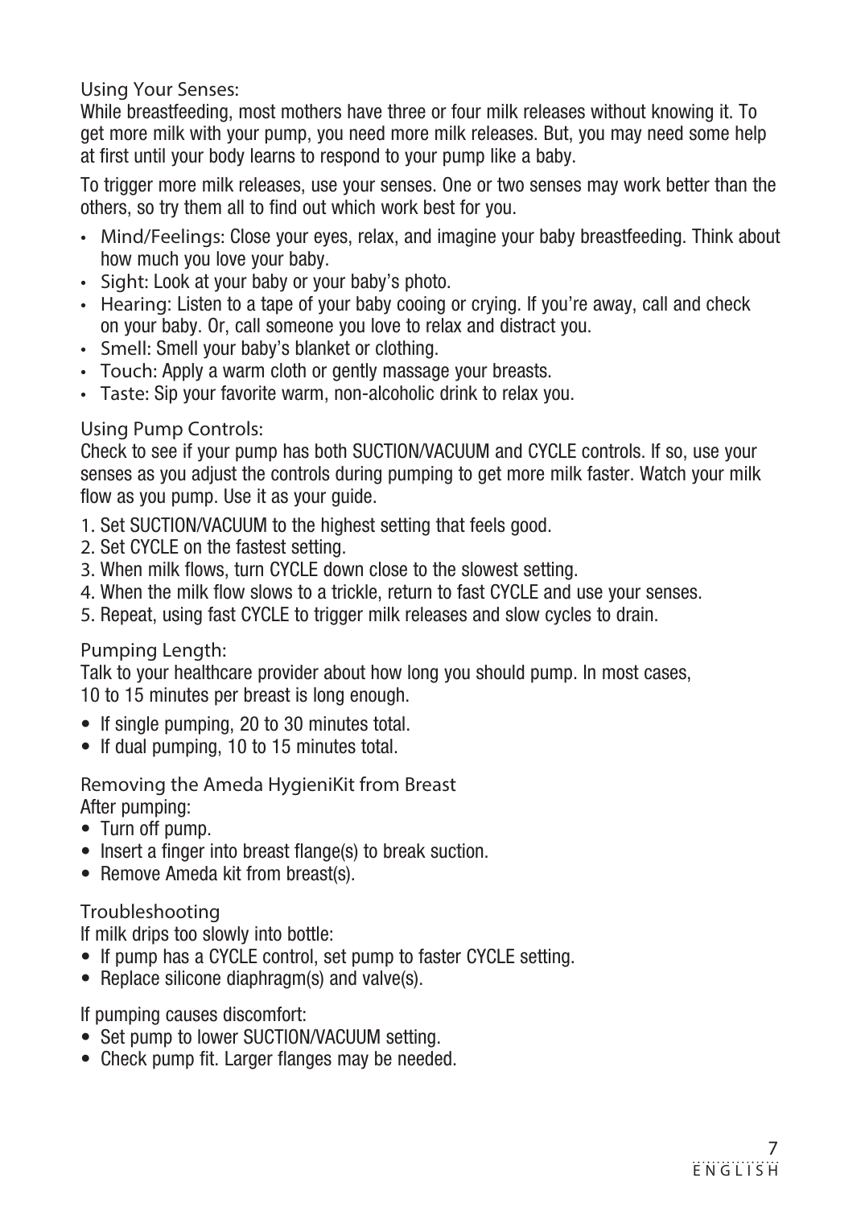### Using Your Senses:

While breastfeeding, most mothers have three or four milk releases without knowing it. To get more milk with your pump, you need more milk releases. But, you may need some help at first until your body learns to respond to your pump like a baby.

To trigger more milk releases, use your senses. One or two senses may work better than the others, so try them all to find out which work best for you.

- Mind/Feelings: Close your eyes, relax, and imagine your baby breastfeeding. Think about how much you love your baby.
- Sight: Look at your baby or your baby's photo.
- Hearing: Listen to a tape of your baby cooing or crying. If you're away, call and check on your baby. Or, call someone you love to relax and distract you.
- Smell: Smell your baby's blanket or clothing.
- Touch: Apply a warm cloth or gently massage your breasts.
- Taste: Sip your favorite warm, non-alcoholic drink to relax you.

### Using Pump Controls:

Check to see if your pump has both SUCTION/VACUUM and CYCLE controls. If so, use your senses as you adjust the controls during pumping to get more milk faster. Watch your milk flow as you pump. Use it as your guide.

1. Set SUCTION/VACUUM to the highest setting that feels good.
2. Set CYCLE on the fastest setting.
3. When milk flows, turn CYCLE down close to the slowest setting.
4. When the milk flow slows to a trickle, return to fast CYCLE and use your senses.
5. Repeat, using fast CYCLE to trigger milk releases and slow cycles to drain.

### Pumping Length:

Talk to your healthcare provider about how long you should pump. In most cases, 10 to 15 minutes per breast is long enough.

- If single pumping, 20 to 30 minutes total.
- If dual pumping, 10 to 15 minutes total.

### Removing the Ameda HygieniKit from Breast

After pumping:

- Turn off pump.
- Insert a finger into breast flange(s) to break suction.
- Remove Ameda kit from breast(s).

### Troubleshooting

If milk drips too slowly into bottle:

- If pump has a CYCLE control, set pump to faster CYCLE setting.
- Replace silicone diaphragm(s) and valve(s).

If pumping causes discomfort:

- Set pump to lower SUCTION/VACUUM setting.
- Check pump fit. Larger flanges may be needed.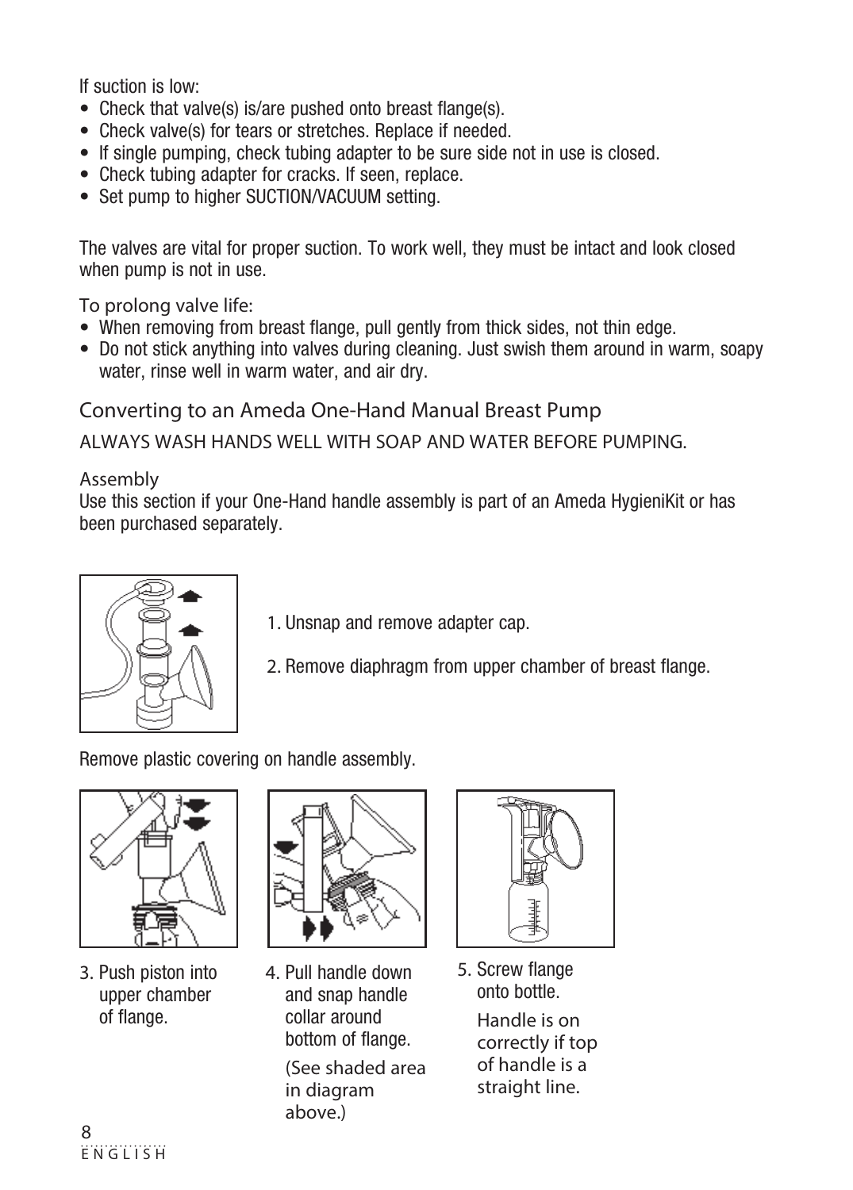If suction is low:

- Check that valve(s) is/are pushed onto breast flange(s).
- Check valve(s) for tears or stretches. Replace if needed.
- If single pumping, check tubing adapter to be sure side not in use is closed.
- Check tubing adapter for cracks. If seen, replace.
- Set pump to higher SUCTION/VACUUM setting.

The valves are vital for proper suction. To work well, they must be intact and look closed when pump is not in use.

To prolong valve life:

- When removing from breast flange, pull gently from thick sides, not thin edge.
- Do not stick anything into valves during cleaning. Just swish them around in warm, soapy water, rinse well in warm water, and air dry.

## Converting to an Ameda One-Hand Manual Breast Pump

ALWAYS WASH HANDS WELL WITH SOAP AND WATER BEFORE PUMPING.

### Assembly

Use this section if your One-Hand handle assembly is part of an Ameda HygieniKit or has been purchased separately.

1. Unsnap and remove adapter cap.
2. Remove diaphragm from upper chamber of breast flange.

Remove plastic covering on handle assembly.

3. Push piston into upper chamber of flange.
4. Pull handle down and snap handle collar around bottom of flange. (See shaded area in diagram above.)
5. Screw flange onto bottle. Handle is on correctly if top of handle is a straight line.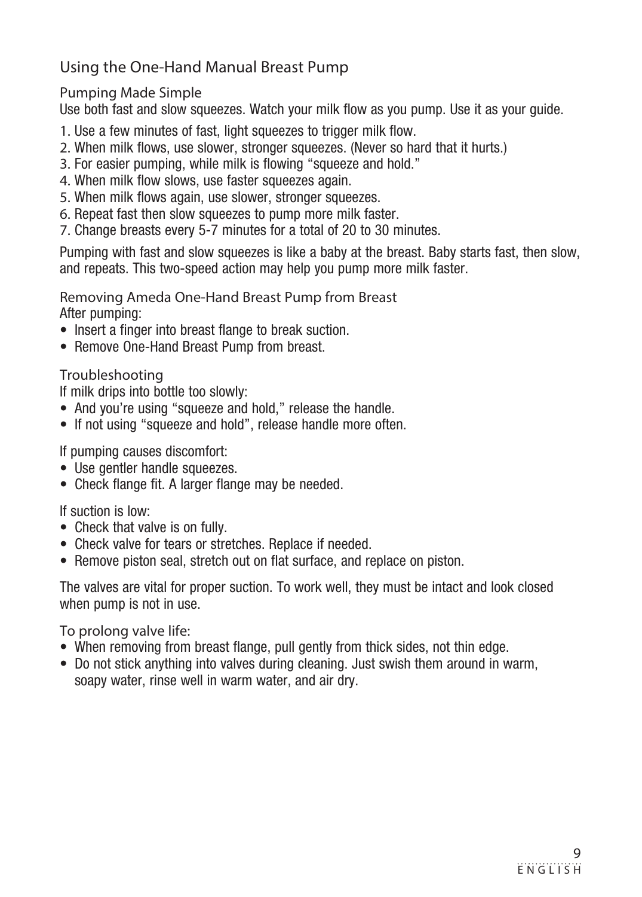## Using the One-Hand Manual Breast Pump

### Pumping Made Simple

Use both fast and slow squeezes. Watch your milk flow as you pump. Use it as your guide.

1. Use a few minutes of fast, light squeezes to trigger milk flow.
2. When milk flows, use slower, stronger squeezes. (Never so hard that it hurts.)
3. For easier pumping, while milk is flowing “squeeze and hold.”
4. When milk flow slows, use faster squeezes again.
5. When milk flows again, use slower, stronger squeezes.
6. Repeat fast then slow squeezes to pump more milk faster.
7. Change breasts every 5-7 minutes for a total of 20 to 30 minutes.

Pumping with fast and slow squeezes is like a baby at the breast. Baby starts fast, then slow, and repeats. This two-speed action may help you pump more milk faster.

### Removing Ameda One-Hand Breast Pump from Breast

After pumping:

- Insert a finger into breast flange to break suction.
- Remove One-Hand Breast Pump from breast.

### Troubleshooting

If milk drips into bottle too slowly:

- And you’re using “squeeze and hold,” release the handle.
- If not using “squeeze and hold”, release handle more often.

If pumping causes discomfort:

- Use gentler handle squeezes.
- Check flange fit. A larger flange may be needed.

If suction is low:

- Check that valve is on fully.
- Check valve for tears or stretches. Replace if needed.
- Remove piston seal, stretch out on flat surface, and replace on piston.

The valves are vital for proper suction. To work well, they must be intact and look closed when pump is not in use.

To prolong valve life:

- When removing from breast flange, pull gently from thick sides, not thin edge.
- Do not stick anything into valves during cleaning. Just swish them around in warm, soapy water, rinse well in warm water, and air dry.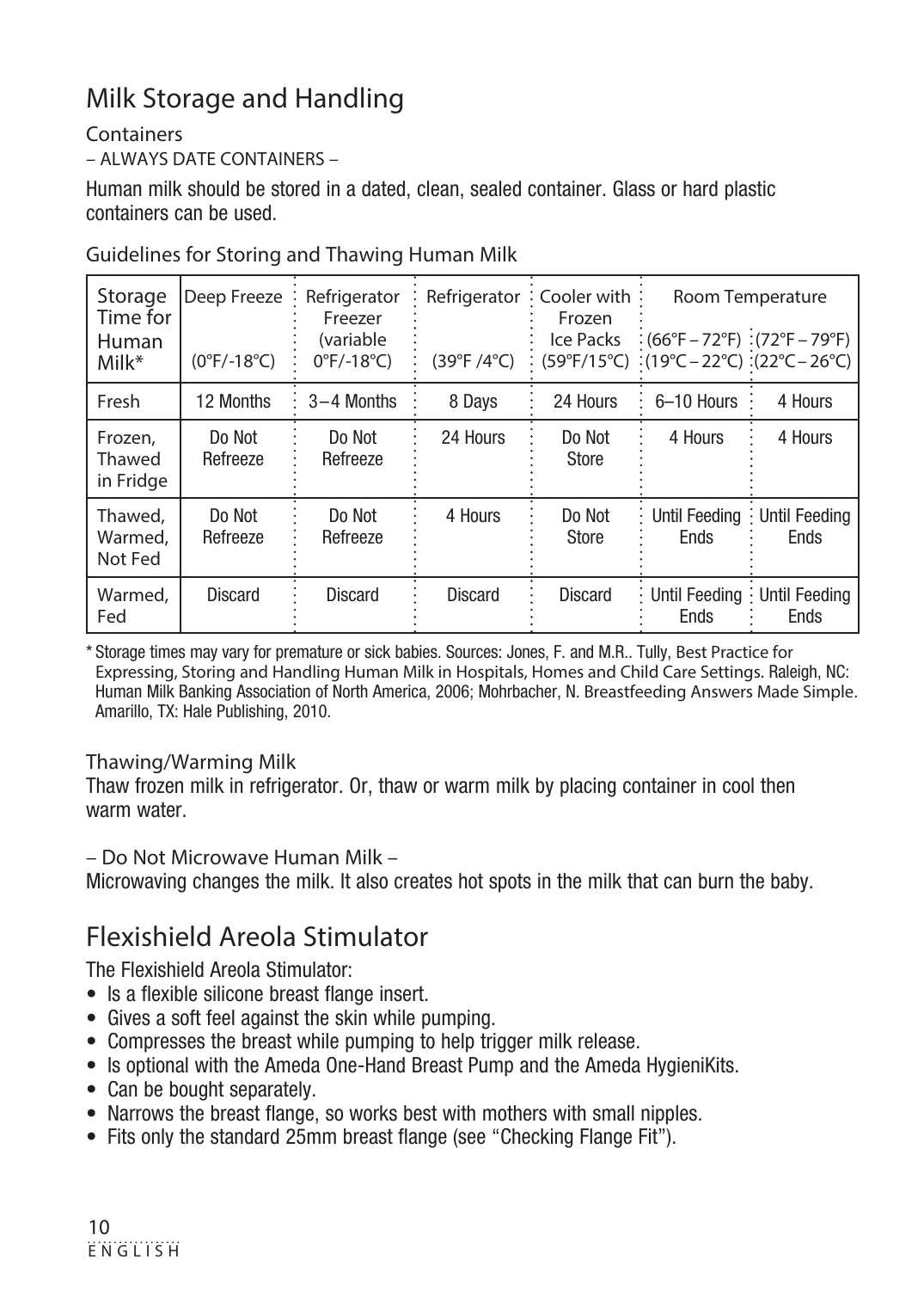## Milk Storage and Handling

Containers

– ALWAYS DATE CONTAINERS –

Human milk should be stored in a dated, clean, sealed container. Glass or hard plastic containers can be used.

Guidelines for Storing and Thawing Human Milk

| Storage Time for Human Milk* | Deep Freeze (0°F/-18°C) | Refrigerator Freezer (variable 0°F/-18°C) | Refrigerator (39°F /4°C) | Cooler with Frozen Ice Packs (59°F/15°C) | Room Temperature (66°F – 72°F) (19°C – 22°C) | Room Temperature (72°F – 79°F) (22°C – 26°C) |
|---|---|---|---|---|---|---|
| Fresh | 12 Months | 3–4 Months | 8 Days | 24 Hours | 6–10 Hours | 4 Hours |
| Frozen, Thawed in Fridge | Do Not Refreeze | Do Not Refreeze | 24 Hours | Do Not Store | 4 Hours | 4 Hours |
| Thawed, Warmed, Not Fed | Do Not Refreeze | Do Not Refreeze | 4 Hours | Do Not Store | Until Feeding Ends | Until Feeding Ends |
| Warmed, Fed | Discard | Discard | Discard | Discard | Until Feeding Ends | Until Feeding Ends |

* Storage times may vary for premature or sick babies. Sources: Jones, F. and M.R.. Tully, Best Practice for Expressing, Storing and Handling Human Milk in Hospitals, Homes and Child Care Settings. Raleigh, NC: Human Milk Banking Association of North America, 2006; Mohrbacher, N. Breastfeeding Answers Made Simple. Amarillo, TX: Hale Publishing, 2010.

Thawing/Warming Milk

Thaw frozen milk in refrigerator. Or, thaw or warm milk by placing container in cool then warm water.

– Do Not Microwave Human Milk –

Microwaving changes the milk. It also creates hot spots in the milk that can burn the baby.

## Flexishield Areola Stimulator

The Flexishield Areola Stimulator:

- Is a flexible silicone breast flange insert.
- Gives a soft feel against the skin while pumping.
- Compresses the breast while pumping to help trigger milk release.
- Is optional with the Ameda One-Hand Breast Pump and the Ameda HygieniKits.
- Can be bought separately.
- Narrows the breast flange, so works best with mothers with small nipples.
- Fits only the standard 25mm breast flange (see "Checking Flange Fit").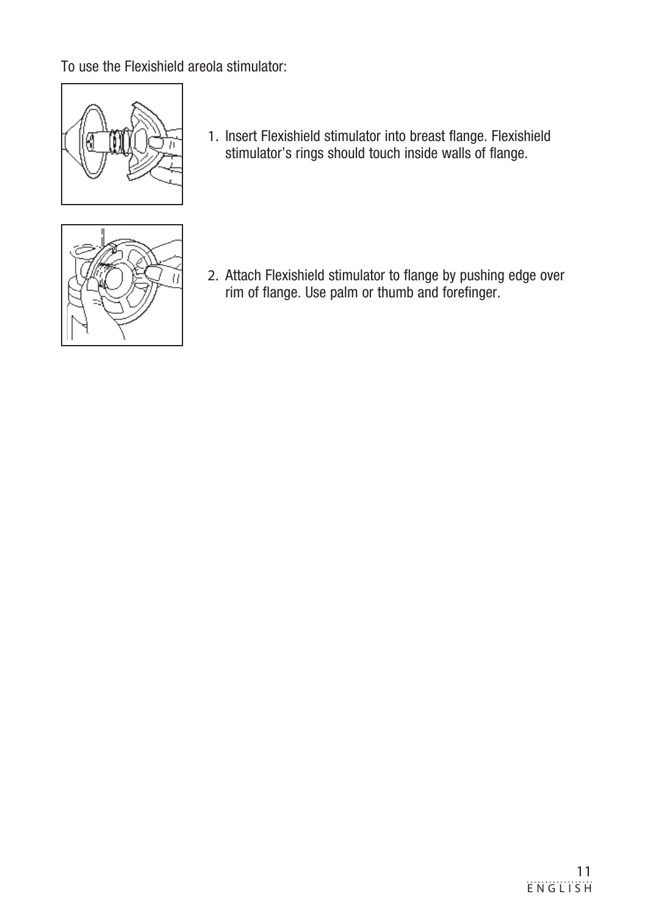To use the Flexishield areola stimulator:

1. Insert Flexishield stimulator into breast flange. Flexishield stimulator's rings should touch inside walls of flange.

2. Attach Flexishield stimulator to flange by pushing edge over rim of flange. Use palm or thumb and forefinger.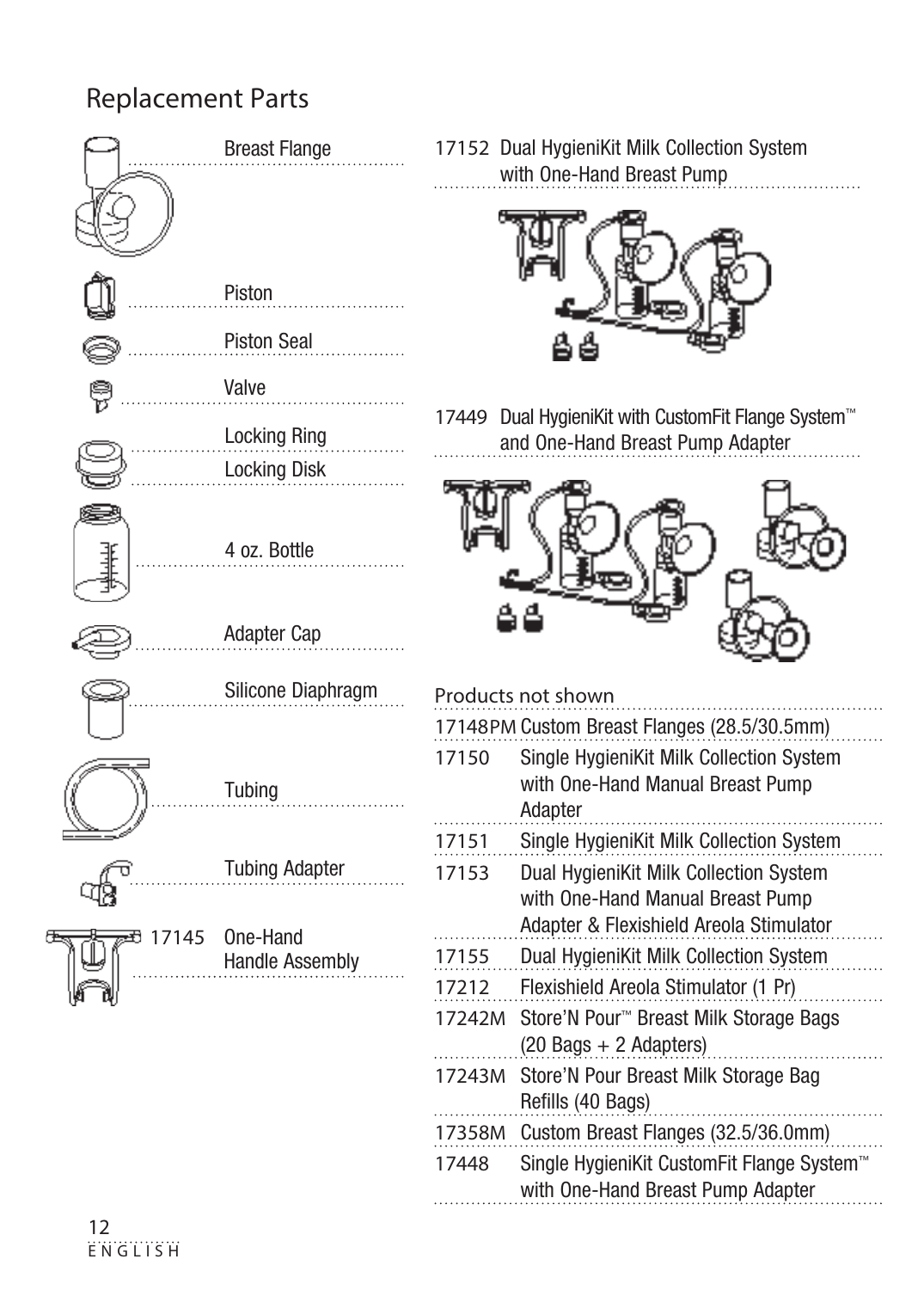# Replacement Parts

- Breast Flange
- Piston
- Piston Seal
- Valve
- Locking Ring
- Locking Disk
- 4 oz. Bottle
- Adapter Cap
- Silicone Diaphragm
- Tubing
- Tubing Adapter
- 17145 One-Hand Handle Assembly

17152 Dual HygieniKit Milk Collection System with One-Hand Breast Pump

17449 Dual HygieniKit with CustomFit Flange System™ and One-Hand Breast Pump Adapter

## Products not shown

| | |
|---|---|
| 17148PM | Custom Breast Flanges (28.5/30.5mm) |
| 17150 | Single HygieniKit Milk Collection System with One-Hand Manual Breast Pump Adapter |
| 17151 | Single HygieniKit Milk Collection System |
| 17153 | Dual HygieniKit Milk Collection System with One-Hand Manual Breast Pump Adapter & Flexishield Areola Stimulator |
| 17155 | Dual HygieniKit Milk Collection System |
| 17212 | Flexishield Areola Stimulator (1 Pr) |
| 17242M | Store'N Pour™ Breast Milk Storage Bags (20 Bags + 2 Adapters) |
| 17243M | Store'N Pour Breast Milk Storage Bag Refills (40 Bags) |
| 17358M | Custom Breast Flanges (32.5/36.0mm) |
| 17448 | Single HygieniKit CustomFit Flange System™ with One-Hand Breast Pump Adapter |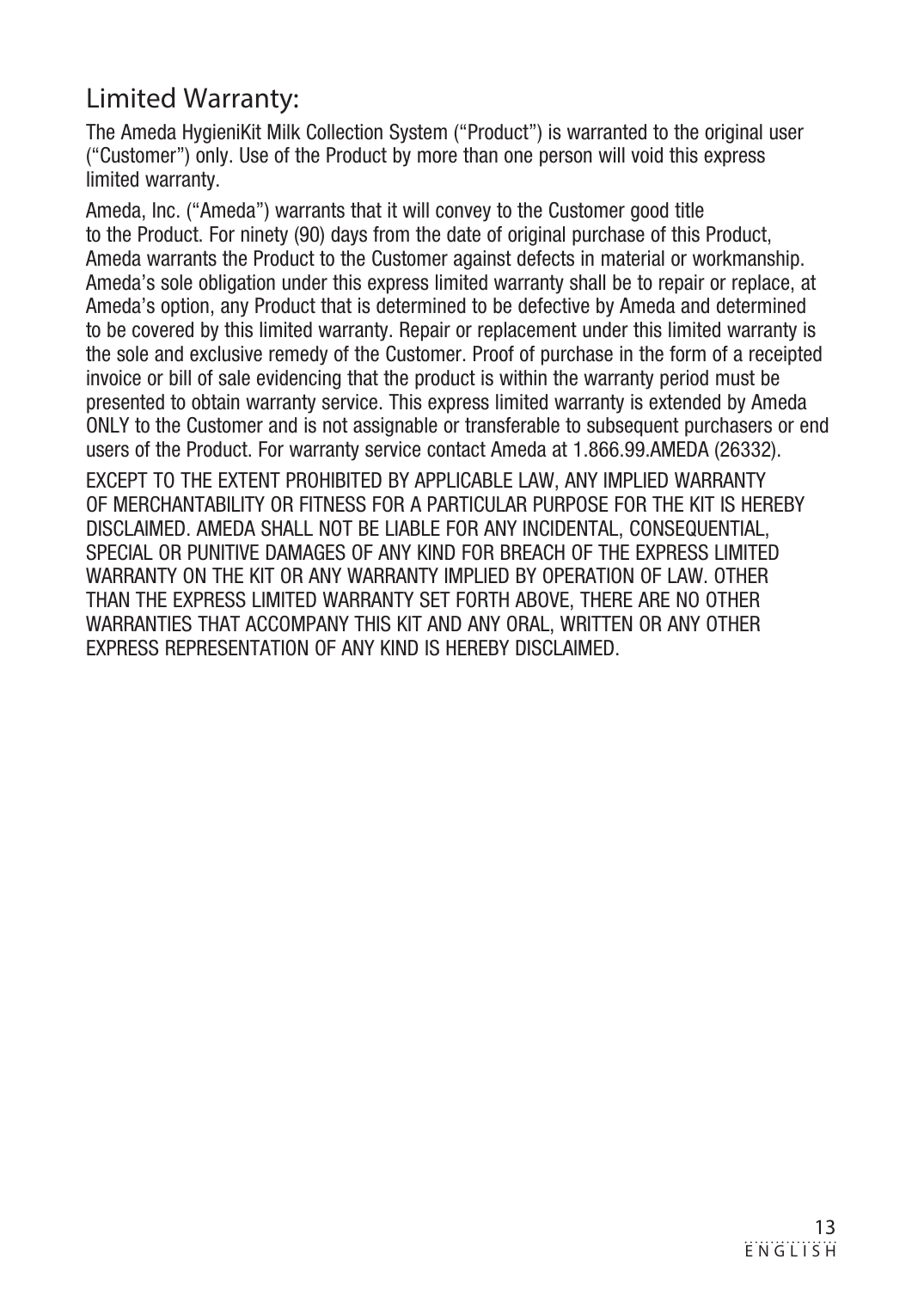## Limited Warranty:

The Ameda HygieniKit Milk Collection System ("Product") is warranted to the original user ("Customer") only. Use of the Product by more than one person will void this express limited warranty.

Ameda, Inc. ("Ameda") warrants that it will convey to the Customer good title to the Product. For ninety (90) days from the date of original purchase of this Product, Ameda warrants the Product to the Customer against defects in material or workmanship. Ameda's sole obligation under this express limited warranty shall be to repair or replace, at Ameda's option, any Product that is determined to be defective by Ameda and determined to be covered by this limited warranty. Repair or replacement under this limited warranty is the sole and exclusive remedy of the Customer. Proof of purchase in the form of a receipted invoice or bill of sale evidencing that the product is within the warranty period must be presented to obtain warranty service. This express limited warranty is extended by Ameda ONLY to the Customer and is not assignable or transferable to subsequent purchasers or end users of the Product. For warranty service contact Ameda at 1.866.99.AMEDA (26332).

EXCEPT TO THE EXTENT PROHIBITED BY APPLICABLE LAW, ANY IMPLIED WARRANTY OF MERCHANTABILITY OR FITNESS FOR A PARTICULAR PURPOSE FOR THE KIT IS HEREBY DISCLAIMED. AMEDA SHALL NOT BE LIABLE FOR ANY INCIDENTAL, CONSEQUENTIAL, SPECIAL OR PUNITIVE DAMAGES OF ANY KIND FOR BREACH OF THE EXPRESS LIMITED WARRANTY ON THE KIT OR ANY WARRANTY IMPLIED BY OPERATION OF LAW. OTHER THAN THE EXPRESS LIMITED WARRANTY SET FORTH ABOVE, THERE ARE NO OTHER WARRANTIES THAT ACCOMPANY THIS KIT AND ANY ORAL, WRITTEN OR ANY OTHER EXPRESS REPRESENTATION OF ANY KIND IS HEREBY DISCLAIMED.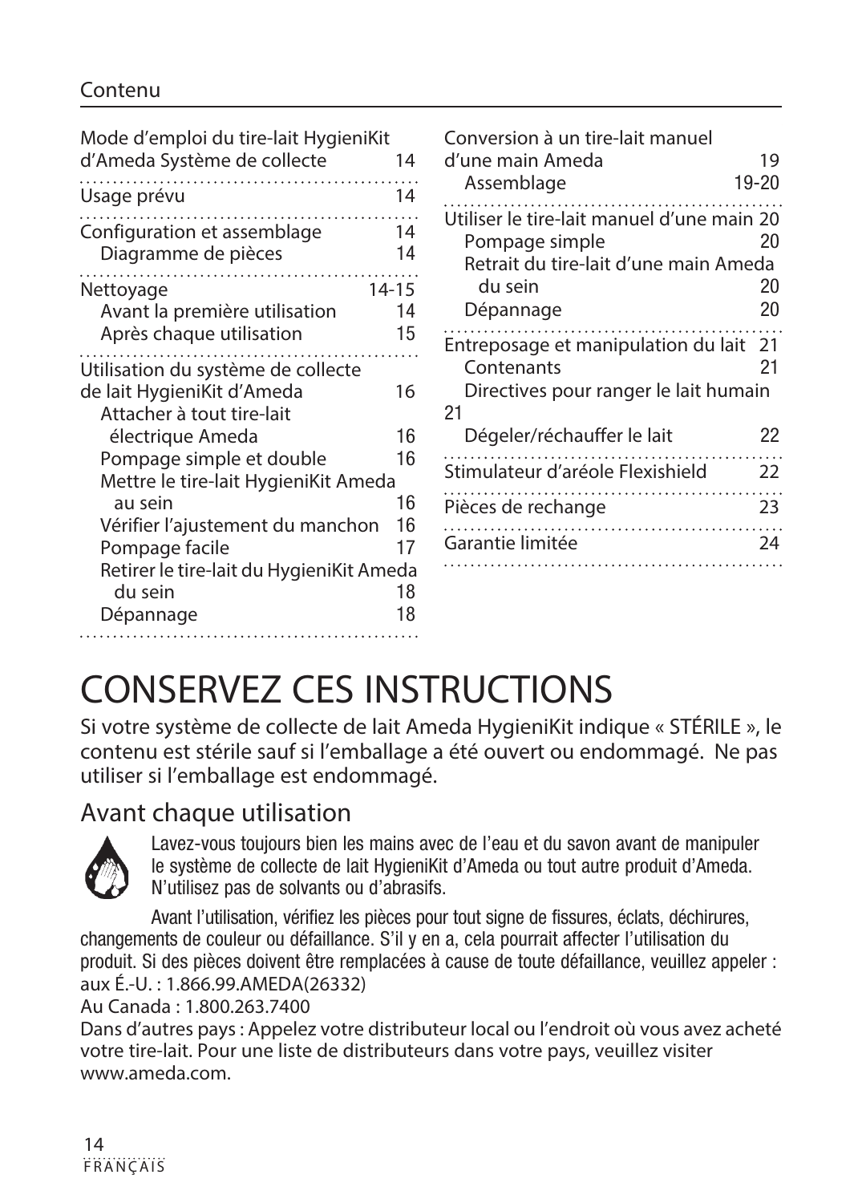## Contenu

| | |
|---|---|
| Mode d'emploi du tire-lait HygieniKit d'Ameda Système de collecte | 14 |
| Usage prévu | 14 |
| Configuration et assemblage | 14 |
| Diagramme de pièces | 14 |
| Nettoyage | 14-15 |
| Avant la première utilisation | 14 |
| Après chaque utilisation | 15 |
| Utilisation du système de collecte de lait HygieniKit d'Ameda | 16 |
| Attacher à tout tire-lait électrique Ameda | 16 |
| Pompage simple et double | 16 |
| Mettre le tire-lait HygieniKit Ameda au sein | 16 |
| Vérifier l'ajustement du manchon | 16 |
| Pompage facile | 17 |
| Retirer le tire-lait du HygieniKit Ameda du sein | 18 |
| Dépannage | 18 |
| Conversion à un tire-lait manuel d'une main Ameda | 19 |
| Assemblage | 19-20 |
| Utiliser le tire-lait manuel d'une main | 20 |
| Pompage simple | 20 |
| Retrait du tire-lait d'une main Ameda du sein | 20 |
| Dépannage | 20 |
| Entreposage et manipulation du lait | 21 |
| Contenants | 21 |
| Directives pour ranger le lait humain | 21 |
| Dégeler/réchauffer le lait | 22 |
| Stimulateur d'aréole Flexishield | 22 |
| Pièces de rechange | 23 |
| Garantie limitée | 24 |

# CONSERVEZ CES INSTRUCTIONS

Si votre système de collecte de lait Ameda HygieniKit indique « STÉRILE », le contenu est stérile sauf si l'emballage a été ouvert ou endommagé. Ne pas utiliser si l'emballage est endommagé.

## Avant chaque utilisation

Lavez-vous toujours bien les mains avec de l'eau et du savon avant de manipuler le système de collecte de lait HygieniKit d'Ameda ou tout autre produit d'Ameda. N'utilisez pas de solvants ou d'abrasifs.

Avant l'utilisation, vérifiez les pièces pour tout signe de fissures, éclats, déchirures, changements de couleur ou défaillance. S'il y en a, cela pourrait affecter l'utilisation du produit. Si des pièces doivent être remplacées à cause de toute défaillance, veuillez appeler :
aux É.-U. : 1.866.99.AMEDA(26332)
Au Canada : 1.800.263.7400
Dans d'autres pays : Appelez votre distributeur local ou l'endroit où vous avez acheté votre tire-lait. Pour une liste de distributeurs dans votre pays, veuillez visiter www.ameda.com.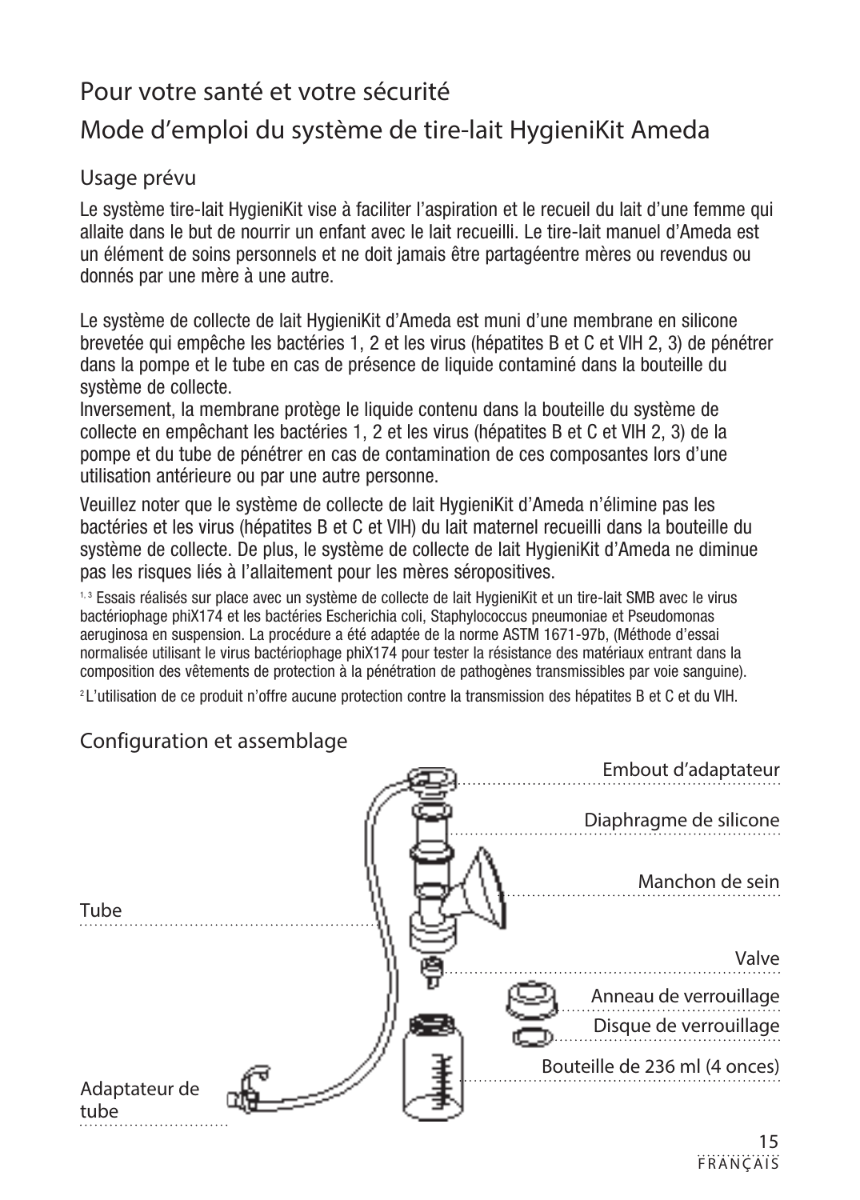# Pour votre santé et votre sécurité

# Mode d'emploi du système de tire-lait HygieniKit Ameda

## Usage prévu

Le système tire-lait HygieniKit vise à faciliter l'aspiration et le recueil du lait d'une femme qui allaite dans le but de nourrir un enfant avec le lait recueilli. Le tire-lait manuel d'Ameda est un élément de soins personnels et ne doit jamais être partagéentre mères ou revendus ou donnés par une mère à une autre.

Le système de collecte de lait HygieniKit d'Ameda est muni d'une membrane en silicone brevetée qui empêche les bactéries 1, 2 et les virus (hépatites B et C et VIH 2, 3) de pénétrer dans la pompe et le tube en cas de présence de liquide contaminé dans la bouteille du système de collecte.

Inversement, la membrane protège le liquide contenu dans la bouteille du système de collecte en empêchant les bactéries 1, 2 et les virus (hépatites B et C et VIH 2, 3) de la pompe et du tube de pénétrer en cas de contamination de ces composantes lors d'une utilisation antérieure ou par une autre personne.

Veuillez noter que le système de collecte de lait HygieniKit d'Ameda n'élimine pas les bactéries et les virus (hépatites B et C et VIH) du lait maternel recueilli dans la bouteille du système de collecte. De plus, le système de collecte de lait HygieniKit d'Ameda ne diminue pas les risques liés à l'allaitement pour les mères séropositives.

[1, 3] Essais réalisés sur place avec un système de collecte de lait HygieniKit et un tire-lait SMB avec le virus bactériophage phiX174 et les bactéries Escherichia coli, Staphylococcus pneumoniae et Pseudomonas aeruginosa en suspension. La procédure a été adaptée de la norme ASTM 1671-97b, (Méthode d'essai normalisée utilisant le virus bactériophage phiX174 pour tester la résistance des matériaux entrant dans la composition des vêtements de protection à la pénétration de pathogènes transmissibles par voie sanguine).

[2] L'utilisation de ce produit n'offre aucune protection contre la transmission des hépatites B et C et du VIH.

## Configuration et assemblage

- Embout d'adaptateur
- Diaphragme de silicone
- Manchon de sein
- Tube
- Valve
- Anneau de verrouillage
- Disque de verrouillage
- Bouteille de 236 ml (4 onces)
- Adaptateur de tube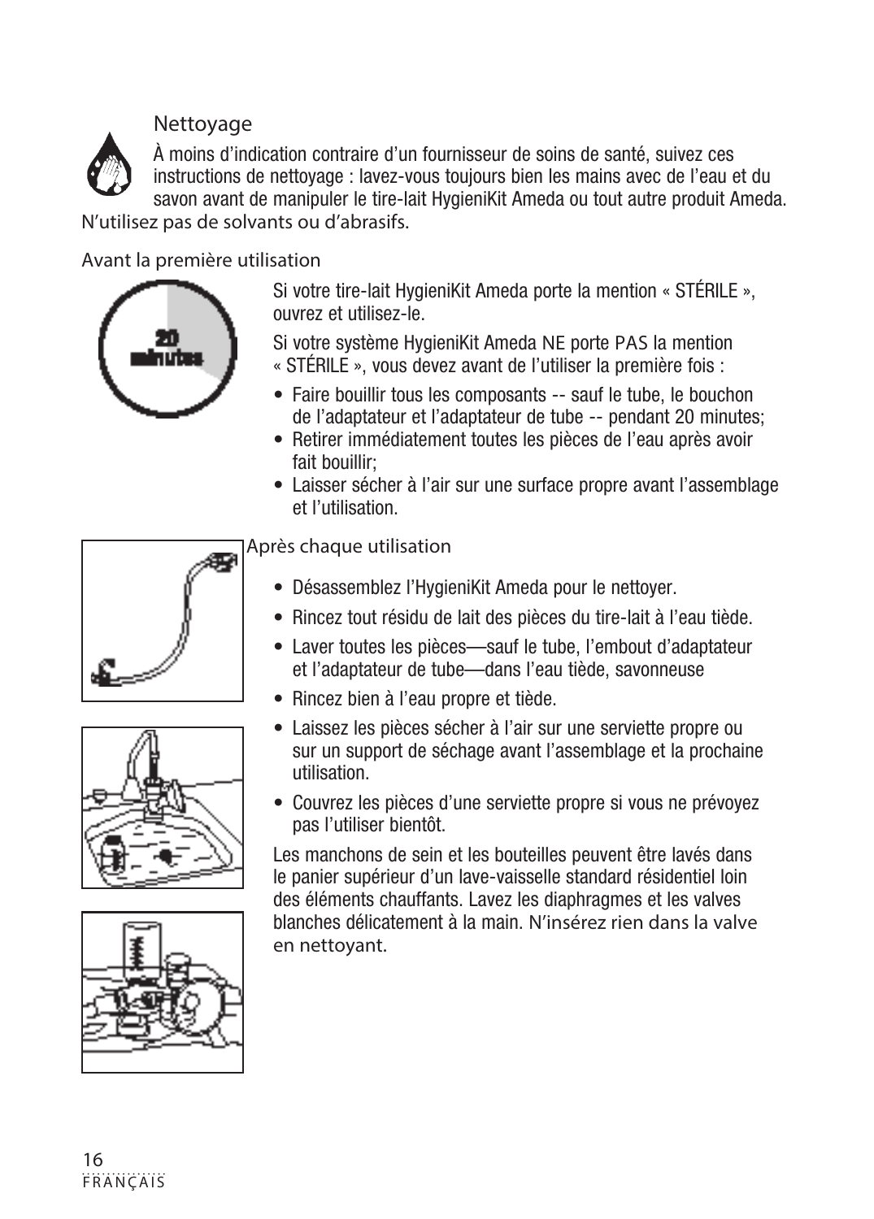## Nettoyage

À moins d'indication contraire d'un fournisseur de soins de santé, suivez ces instructions de nettoyage : lavez-vous toujours bien les mains avec de l'eau et du savon avant de manipuler le tire-lait HygieniKit Ameda ou tout autre produit Ameda. N'utilisez pas de solvants ou d'abrasifs.

### Avant la première utilisation

Si votre tire-lait HygieniKit Ameda porte la mention « STÉRILE », ouvrez et utilisez-le.

Si votre système HygieniKit Ameda NE porte PAS la mention « STÉRILE », vous devez avant de l'utiliser la première fois :

- Faire bouillir tous les composants -- sauf le tube, le bouchon de l'adaptateur et l'adaptateur de tube -- pendant 20 minutes;
- Retirer immédiatement toutes les pièces de l'eau après avoir fait bouillir;
- Laisser sécher à l'air sur une surface propre avant l'assemblage et l'utilisation.

### Après chaque utilisation

- Désassemblez l'HygieniKit Ameda pour le nettoyer.
- Rincez tout résidu de lait des pièces du tire-lait à l'eau tiède.
- Laver toutes les pièces—sauf le tube, l'embout d'adaptateur et l'adaptateur de tube—dans l'eau tiède, savonneuse
- Rincez bien à l'eau propre et tiède.
- Laissez les pièces sécher à l'air sur une serviette propre ou sur un support de séchage avant l'assemblage et la prochaine utilisation.
- Couvrez les pièces d'une serviette propre si vous ne prévoyez pas l'utiliser bientôt.

Les manchons de sein et les bouteilles peuvent être lavés dans le panier supérieur d'un lave-vaisselle standard résidentiel loin des éléments chauffants. Lavez les diaphragmes et les valves blanches délicatement à la main. N'insérez rien dans la valve en nettoyant.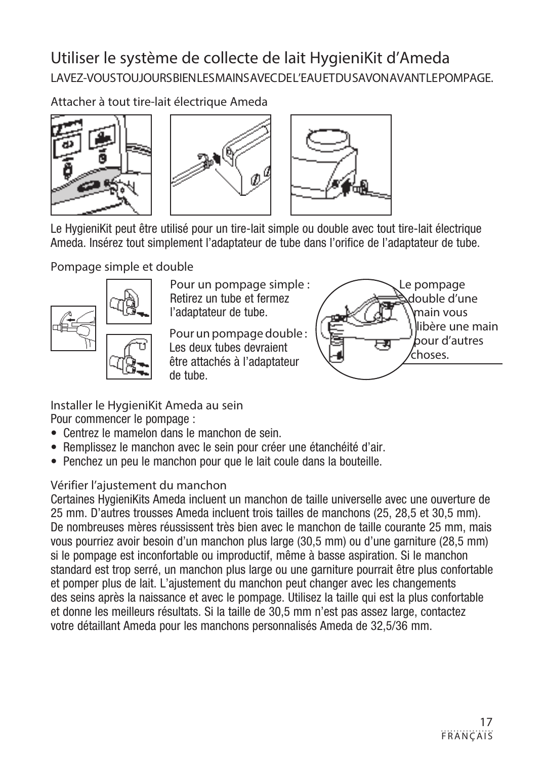# Utiliser le système de collecte de lait HygieniKit d'Ameda

LAVEZ-VOUS TOUJOURS BIEN LES MAINS AVEC DE L'EAU ET DU SAVON AVANT LE POMPAGE.

## Attacher à tout tire-lait électrique Ameda

Le HygieniKit peut être utilisé pour un tire-lait simple ou double avec tout tire-lait électrique Ameda. Insérez tout simplement l'adaptateur de tube dans l'orifice de l'adaptateur de tube.

## Pompage simple et double

Pour un pompage simple : Retirez un tube et fermez l'adaptateur de tube.

Pour un pompage double : Les deux tubes devraient être attachés à l'adaptateur de tube.

Le pompage double d'une main vous libère une main pour d'autres choses.

## Installer le HygieniKit Ameda au sein

Pour commencer le pompage :

- Centrez le mamelon dans le manchon de sein.
- Remplissez le manchon avec le sein pour créer une étanchéité d'air.
- Penchez un peu le manchon pour que le lait coule dans la bouteille.

## Vérifier l'ajustement du manchon

Certaines HygieniKits Ameda incluent un manchon de taille universelle avec une ouverture de 25 mm. D'autres trousses Ameda incluent trois tailles de manchons (25, 28,5 et 30,5 mm). De nombreuses mères réussissent très bien avec le manchon de taille courante 25 mm, mais vous pourriez avoir besoin d'un manchon plus large (30,5 mm) ou d'une garniture (28,5 mm) si le pompage est inconfortable ou improductif, même à basse aspiration. Si le manchon standard est trop serré, un manchon plus large ou une garniture pourrait être plus confortable et pomper plus de lait. L'ajustement du manchon peut changer avec les changements des seins après la naissance et avec le pompage. Utilisez la taille qui est la plus confortable et donne les meilleurs résultats. Si la taille de 30,5 mm n'est pas assez large, contactez votre détaillant Ameda pour les manchons personnalisés Ameda de 32,5/36 mm.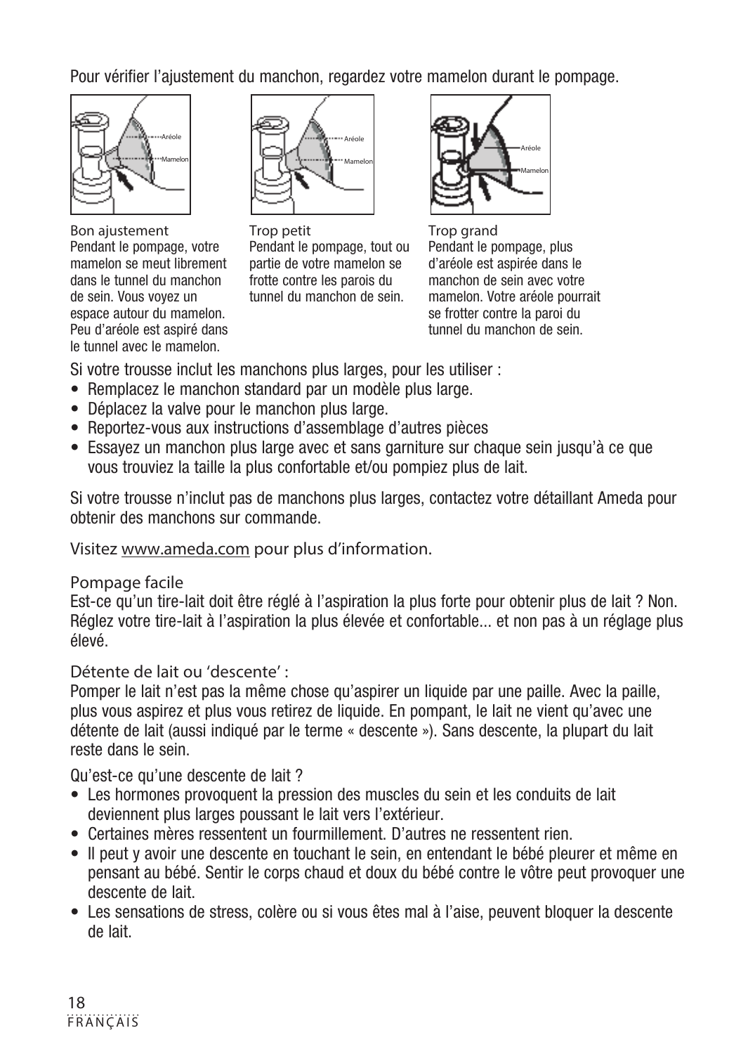Pour vérifier l'ajustement du manchon, regardez votre mamelon durant le pompage.

Bon ajustement
Pendant le pompage, votre mamelon se meut librement dans le tunnel du manchon de sein. Vous voyez un espace autour du mamelon. Peu d'aréole est aspiré dans le tunnel avec le mamelon.

Trop petit
Pendant le pompage, tout ou partie de votre mamelon se frotte contre les parois du tunnel du manchon de sein.

Trop grand
Pendant le pompage, plus d'aréole est aspirée dans le manchon de sein avec votre mamelon. Votre aréole pourrait se frotter contre la paroi du tunnel du manchon de sein.

Si votre trousse inclut les manchons plus larges, pour les utiliser :

- Remplacez le manchon standard par un modèle plus large.
- Déplacez la valve pour le manchon plus large.
- Reportez-vous aux instructions d'assemblage d'autres pièces
- Essayez un manchon plus large avec et sans garniture sur chaque sein jusqu'à ce que vous trouviez la taille la plus confortable et/ou pompiez plus de lait.

Si votre trousse n'inclut pas de manchons plus larges, contactez votre détaillant Ameda pour obtenir des manchons sur commande.

Visitez www.ameda.com pour plus d'information.

Pompage facile
Est-ce qu'un tire-lait doit être réglé à l'aspiration la plus forte pour obtenir plus de lait ? Non. Réglez votre tire-lait à l'aspiration la plus élevée et confortable... et non pas à un réglage plus élevé.

Détente de lait ou 'descente' :
Pomper le lait n'est pas la même chose qu'aspirer un liquide par une paille. Avec la paille, plus vous aspirez et plus vous retirez de liquide. En pompant, le lait ne vient qu'avec une détente de lait (aussi indiqué par le terme « descente »). Sans descente, la plupart du lait reste dans le sein.

Qu'est-ce qu'une descente de lait ?

- Les hormones provoquent la pression des muscles du sein et les conduits de lait deviennent plus larges poussant le lait vers l'extérieur.
- Certaines mères ressentent un fourmillement. D'autres ne ressentent rien.
- Il peut y avoir une descente en touchant le sein, en entendant le bébé pleurer et même en pensant au bébé. Sentir le corps chaud et doux du bébé contre le vôtre peut provoquer une descente de lait.
- Les sensations de stress, colère ou si vous êtes mal à l'aise, peuvent bloquer la descente de lait.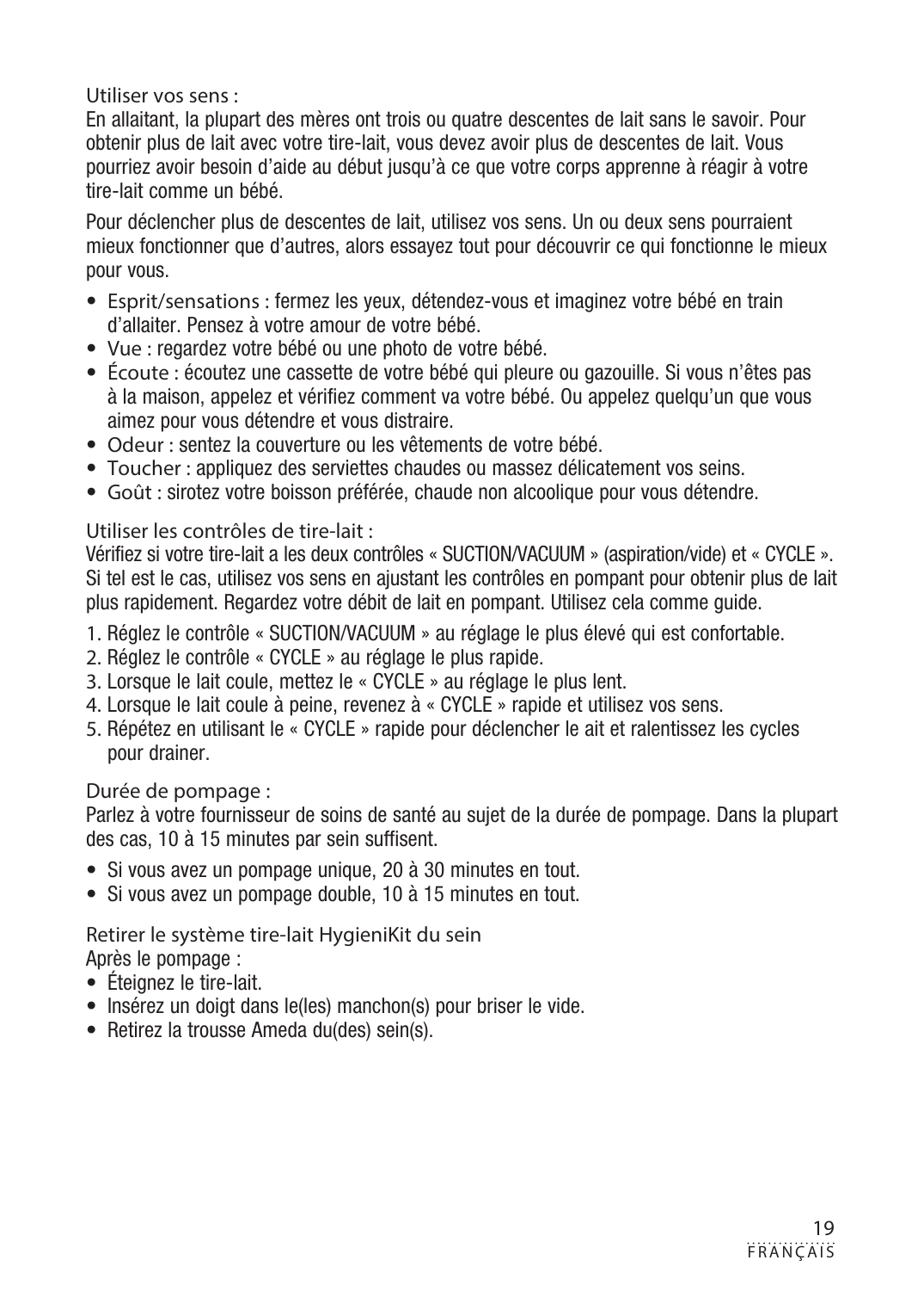### Utiliser vos sens :

En allaitant, la plupart des mères ont trois ou quatre descentes de lait sans le savoir. Pour obtenir plus de lait avec votre tire-lait, vous devez avoir plus de descentes de lait. Vous pourriez avoir besoin d'aide au début jusqu'à ce que votre corps apprenne à réagir à votre tire-lait comme un bébé.

Pour déclencher plus de descentes de lait, utilisez vos sens. Un ou deux sens pourraient mieux fonctionner que d'autres, alors essayez tout pour découvrir ce qui fonctionne le mieux pour vous.

- Esprit/sensations : fermez les yeux, détendez-vous et imaginez votre bébé en train d'allaiter. Pensez à votre amour de votre bébé.
- Vue : regardez votre bébé ou une photo de votre bébé.
- Écoute : écoutez une cassette de votre bébé qui pleure ou gazouille. Si vous n'êtes pas à la maison, appelez et vérifiez comment va votre bébé. Ou appelez quelqu'un que vous aimez pour vous détendre et vous distraire.
- Odeur : sentez la couverture ou les vêtements de votre bébé.
- Toucher : appliquez des serviettes chaudes ou massez délicatement vos seins.
- Goût : sirotez votre boisson préférée, chaude non alcoolique pour vous détendre.

### Utiliser les contrôles de tire-lait :

Vérifiez si votre tire-lait a les deux contrôles « SUCTION/VACUUM » (aspiration/vide) et « CYCLE ». Si tel est le cas, utilisez vos sens en ajustant les contrôles en pompant pour obtenir plus de lait plus rapidement. Regardez votre débit de lait en pompant. Utilisez cela comme guide.

1. Réglez le contrôle « SUCTION/VACUUM » au réglage le plus élevé qui est confortable.
2. Réglez le contrôle « CYCLE » au réglage le plus rapide.
3. Lorsque le lait coule, mettez le « CYCLE » au réglage le plus lent.
4. Lorsque le lait coule à peine, revenez à « CYCLE » rapide et utilisez vos sens.
5. Répétez en utilisant le « CYCLE » rapide pour déclencher le ait et ralentissez les cycles pour drainer.

### Durée de pompage :

Parlez à votre fournisseur de soins de santé au sujet de la durée de pompage. Dans la plupart des cas, 10 à 15 minutes par sein suffisent.

- Si vous avez un pompage unique, 20 à 30 minutes en tout.
- Si vous avez un pompage double, 10 à 15 minutes en tout.

### Retirer le système tire-lait HygieniKit du sein

Après le pompage :

- Éteignez le tire-lait.
- Insérez un doigt dans le(les) manchon(s) pour briser le vide.
- Retirez la trousse Ameda du(des) sein(s).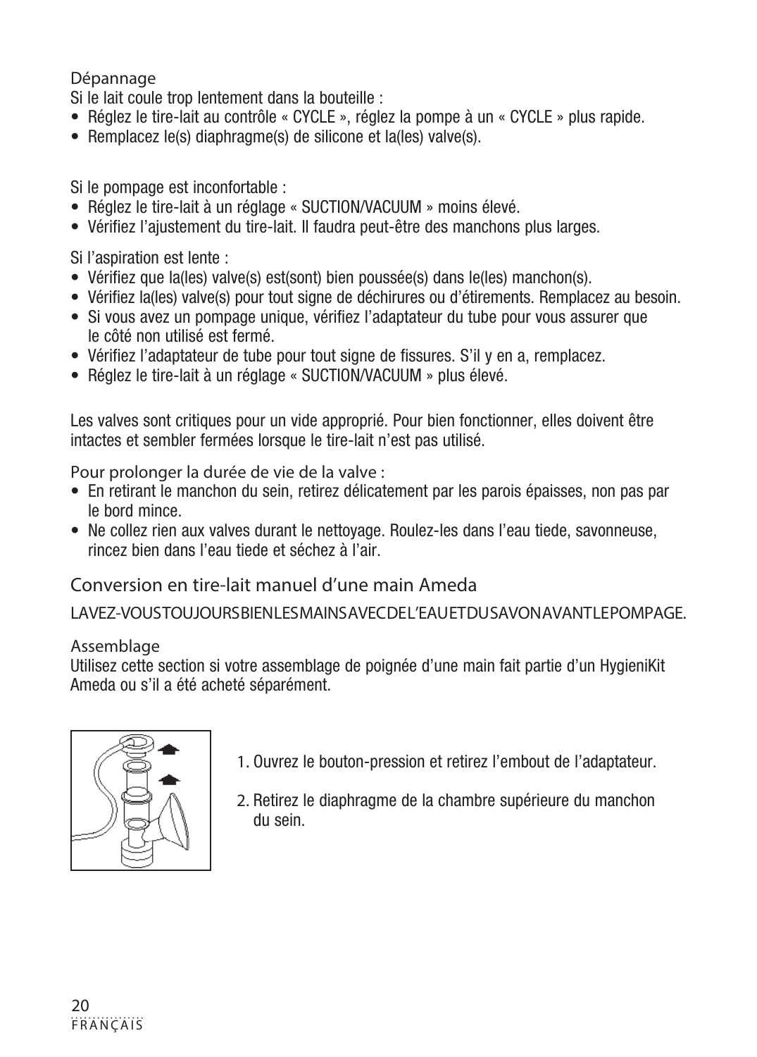### Dépannage

Si le lait coule trop lentement dans la bouteille :

- Réglez le tire-lait au contrôle « CYCLE », réglez la pompe à un « CYCLE » plus rapide.
- Remplacez le(s) diaphragme(s) de silicone et la(les) valve(s).

Si le pompage est inconfortable :

- Réglez le tire-lait à un réglage « SUCTION/VACUUM » moins élevé.
- Vérifiez l'ajustement du tire-lait. Il faudra peut-être des manchons plus larges.

Si l'aspiration est lente :

- Vérifiez que la(les) valve(s) est(sont) bien poussée(s) dans le(les) manchon(s).
- Vérifiez la(les) valve(s) pour tout signe de déchirures ou d'étirements. Remplacez au besoin.
- Si vous avez un pompage unique, vérifiez l'adaptateur du tube pour vous assurer que le côté non utilisé est fermé.
- Vérifiez l'adaptateur de tube pour tout signe de fissures. S'il y en a, remplacez.
- Réglez le tire-lait à un réglage « SUCTION/VACUUM » plus élevé.

Les valves sont critiques pour un vide approprié. Pour bien fonctionner, elles doivent être intactes et sembler fermées lorsque le tire-lait n'est pas utilisé.

Pour prolonger la durée de vie de la valve :

- En retirant le manchon du sein, retirez délicatement par les parois épaisses, non pas par le bord mince.
- Ne collez rien aux valves durant le nettoyage. Roulez-les dans l'eau tiede, savonneuse, rincez bien dans l'eau tiede et séchez à l'air.

## Conversion en tire-lait manuel d'une main Ameda

LAVEZ-VOUS TOUJOURS BIEN LES MAINS AVEC DE L'EAU ET DU SAVON AVANT LE POMPAGE.

### Assemblage

Utilisez cette section si votre assemblage de poignée d'une main fait partie d'un HygieniKit Ameda ou s'il a été acheté séparément.

1. Ouvrez le bouton-pression et retirez l'embout de l'adaptateur.
2. Retirez le diaphragme de la chambre supérieure du manchon du sein.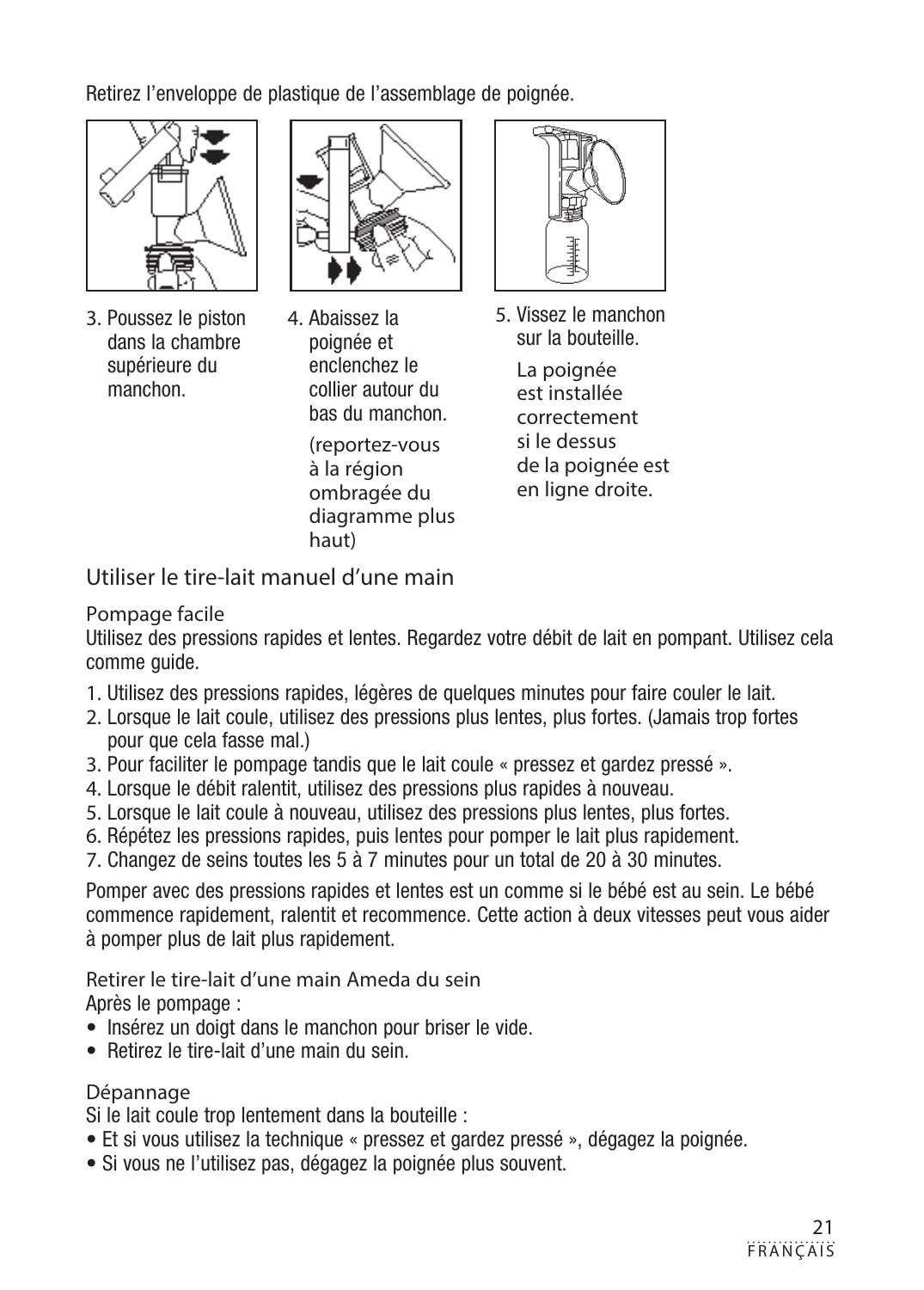Retirez l'enveloppe de plastique de l'assemblage de poignée.

3. Poussez le piston dans la chambre supérieure du manchon.

4. Abaissez la poignée et enclenchez le collier autour du bas du manchon.

   (reportez-vous à la région ombragée du diagramme plus haut)

5. Vissez le manchon sur la bouteille.

   La poignée est installée correctement si le dessus de la poignée est en ligne droite.

## Utiliser le tire-lait manuel d'une main

### Pompage facile

Utilisez des pressions rapides et lentes. Regardez votre débit de lait en pompant. Utilisez cela comme guide.

1. Utilisez des pressions rapides, légères de quelques minutes pour faire couler le lait.
2. Lorsque le lait coule, utilisez des pressions plus lentes, plus fortes. (Jamais trop fortes pour que cela fasse mal.)
3. Pour faciliter le pompage tandis que le lait coule « pressez et gardez pressé ».
4. Lorsque le débit ralentit, utilisez des pressions plus rapides à nouveau.
5. Lorsque le lait coule à nouveau, utilisez des pressions plus lentes, plus fortes.
6. Répétez les pressions rapides, puis lentes pour pomper le lait plus rapidement.
7. Changez de seins toutes les 5 à 7 minutes pour un total de 20 à 30 minutes.

Pomper avec des pressions rapides et lentes est un comme si le bébé est au sein. Le bébé commence rapidement, ralentit et recommence. Cette action à deux vitesses peut vous aider à pomper plus de lait plus rapidement.

### Retirer le tire-lait d'une main Ameda du sein

Après le pompage :

- Insérez un doigt dans le manchon pour briser le vide.
- Retirez le tire-lait d'une main du sein.

### Dépannage

Si le lait coule trop lentement dans la bouteille :

- Et si vous utilisez la technique « pressez et gardez pressé », dégagez la poignée.
- Si vous ne l'utilisez pas, dégagez la poignée plus souvent.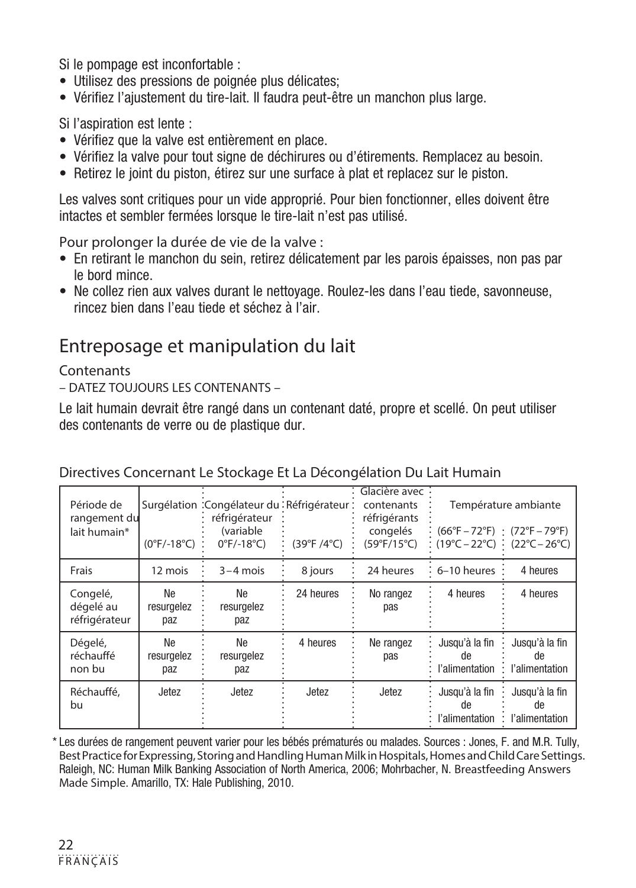Si le pompage est inconfortable :

- Utilisez des pressions de poignée plus délicates;
- Vérifiez l'ajustement du tire-lait. Il faudra peut-être un manchon plus large.

Si l'aspiration est lente :

- Vérifiez que la valve est entièrement en place.
- Vérifiez la valve pour tout signe de déchirures ou d'étirements. Remplacez au besoin.
- Retirez le joint du piston, étirez sur une surface à plat et replacez sur le piston.

Les valves sont critiques pour un vide approprié. Pour bien fonctionner, elles doivent être intactes et sembler fermées lorsque le tire-lait n'est pas utilisé.

Pour prolonger la durée de vie de la valve :

- En retirant le manchon du sein, retirez délicatement par les parois épaisses, non pas par le bord mince.
- Ne collez rien aux valves durant le nettoyage. Roulez-les dans l'eau tiede, savonneuse, rincez bien dans l'eau tiede et séchez à l'air.

## Entreposage et manipulation du lait

Contenants

– DATEZ TOUJOURS LES CONTENANTS –

Le lait humain devrait être rangé dans un contenant daté, propre et scellé. On peut utiliser des contenants de verre ou de plastique dur.

Directives Concernant Le Stockage Et La Décongélation Du Lait Humain

| Période de rangement du lait humain* | Surgélation (0°F/-18°C) | Congélateur du réfrigérateur (variable 0°F/-18°C) | Réfrigérateur (39°F /4°C) | Glacière avec contenants réfrigérants congelés (59°F/15°C) | Température ambiante (66°F – 72°F) (19°C – 22°C) | (72°F – 79°F) (22°C – 26°C) |
|---|---|---|---|---|---|---|
| Frais | 12 mois | 3 – 4 mois | 8 jours | 24 heures | 6–10 heures | 4 heures |
| Congelé, dégelé au réfrigérateur | Ne resurgelez paz | Ne resurgelez paz | 24 heures | No rangez pas | 4 heures | 4 heures |
| Dégelé, réchauffé non bu | Ne resurgelez paz | Ne resurgelez paz | 4 heures | Ne rangez pas | Jusqu'à la fin de l'alimentation | Jusqu'à la fin de l'alimentation |
| Réchauffé, bu | Jetez | Jetez | Jetez | Jetez | Jusqu'à la fin de l'alimentation | Jusqu'à la fin de l'alimentation |

\* Les durées de rangement peuvent varier pour les bébés prématurés ou malades. Sources : Jones, F. and M.R. Tully, Best Practice for Expressing, Storing and Handling Human Milk in Hospitals, Homes and Child Care Settings. Raleigh, NC: Human Milk Banking Association of North America, 2006; Mohrbacher, N. Breastfeeding Answers Made Simple. Amarillo, TX: Hale Publishing, 2010.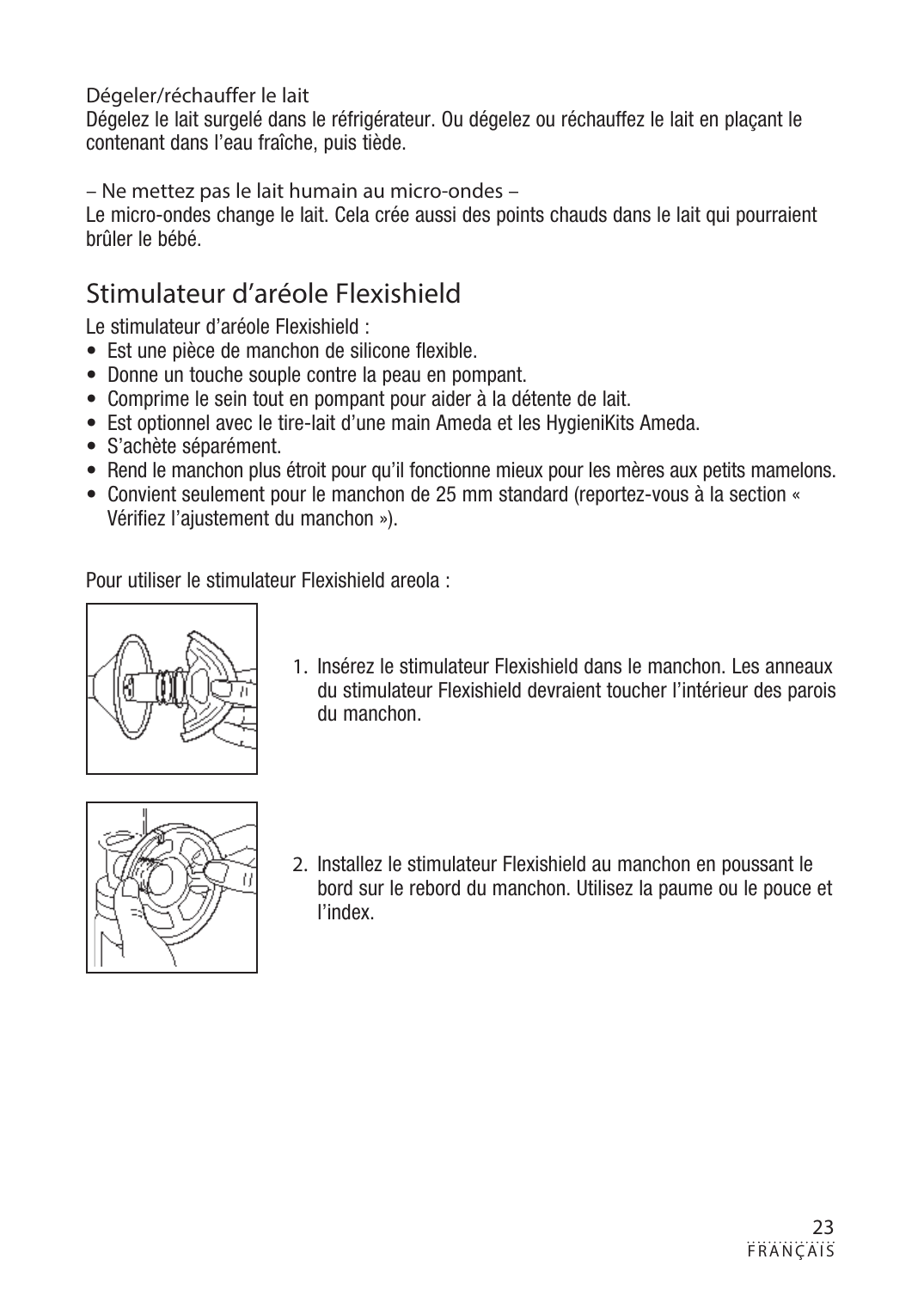Dégeler/réchauffer le lait

Dégelez le lait surgelé dans le réfrigérateur. Ou dégelez ou réchauffez le lait en plaçant le contenant dans l'eau fraîche, puis tiède.

– Ne mettez pas le lait humain au micro-ondes –

Le micro-ondes change le lait. Cela crée aussi des points chauds dans le lait qui pourraient brûler le bébé.

## Stimulateur d'aréole Flexishield

Le stimulateur d'aréole Flexishield :

- Est une pièce de manchon de silicone flexible.
- Donne un touche souple contre la peau en pompant.
- Comprime le sein tout en pompant pour aider à la détente de lait.
- Est optionnel avec le tire-lait d'une main Ameda et les HygieniKits Ameda.
- S'achète séparément.
- Rend le manchon plus étroit pour qu'il fonctionne mieux pour les mères aux petits mamelons.
- Convient seulement pour le manchon de 25 mm standard (reportez-vous à la section « Vérifiez l'ajustement du manchon »).

Pour utiliser le stimulateur Flexishield areola :

1. Insérez le stimulateur Flexishield dans le manchon. Les anneaux du stimulateur Flexishield devraient toucher l'intérieur des parois du manchon.
2. Installez le stimulateur Flexishield au manchon en poussant le bord sur le rebord du manchon. Utilisez la paume ou le pouce et l'index.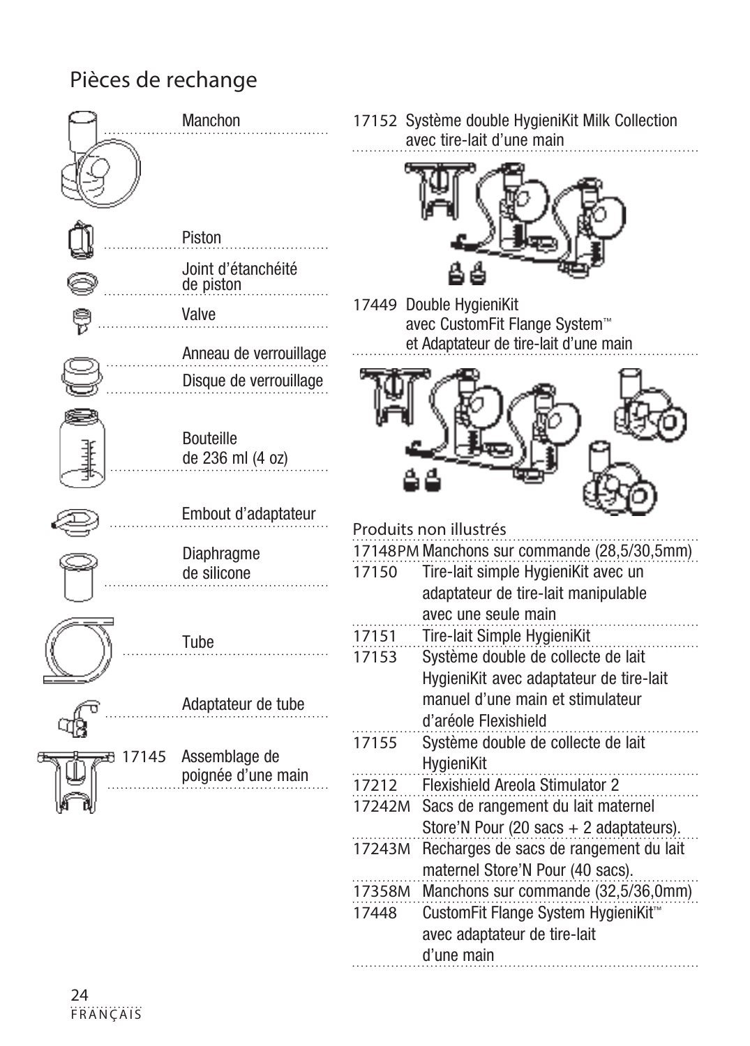# Pièces de rechange

- Manchon
- Piston
- Joint d'étanchéité de piston
- Valve
- Anneau de verrouillage
- Disque de verrouillage
- Bouteille de 236 ml (4 oz)
- Embout d'adaptateur
- Diaphragme de silicone
- Tube
- Adaptateur de tube
- 17145 Assemblage de poignée d'une main

17152 Système double HygieniKit Milk Collection avec tire-lait d'une main

17449 Double HygieniKit avec CustomFit Flange System™ et Adaptateur de tire-lait d'une main

## Produits non illustrés

| | |
|---|---|
| 17148PM | Manchons sur commande (28,5/30,5mm) |
| 17150 | Tire-lait simple HygieniKit avec un adaptateur de tire-lait manipulable avec une seule main |
| 17151 | Tire-lait Simple HygieniKit |
| 17153 | Système double de collecte de lait HygieniKit avec adaptateur de tire-lait manuel d'une main et stimulateur d'aréole Flexishield |
| 17155 | Système double de collecte de lait HygieniKit |
| 17212 | Flexishield Areola Stimulator 2 |
| 17242M | Sacs de rangement du lait maternel Store'N Pour (20 sacs + 2 adaptateurs). |
| 17243M | Recharges de sacs de rangement du lait maternel Store'N Pour (40 sacs). |
| 17358M | Manchons sur commande (32,5/36,0mm) |
| 17448 | CustomFit Flange System HygieniKit™ avec adaptateur de tire-lait d'une main |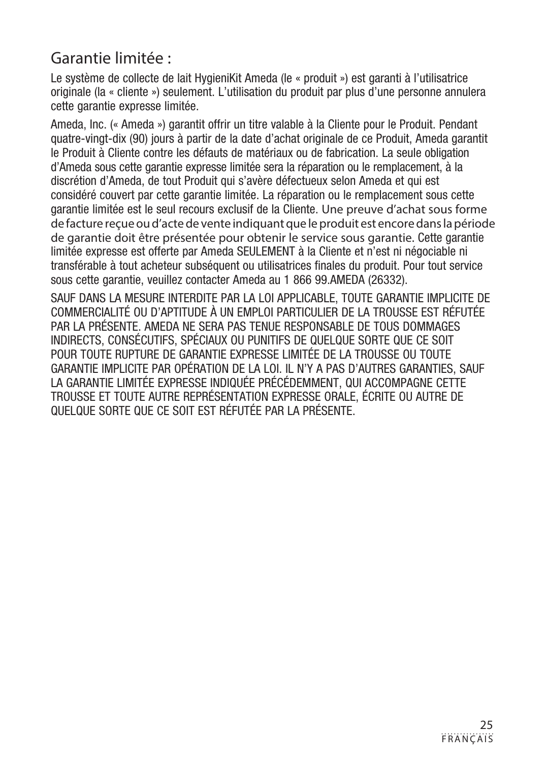## Garantie limitée :

Le système de collecte de lait HygieniKit Ameda (le « produit ») est garanti à l'utilisatrice originale (la « cliente ») seulement. L'utilisation du produit par plus d'une personne annulera cette garantie expresse limitée.

Ameda, Inc. (« Ameda ») garantit offrir un titre valable à la Cliente pour le Produit. Pendant quatre-vingt-dix (90) jours à partir de la date d'achat originale de ce Produit, Ameda garantit le Produit à Cliente contre les défauts de matériaux ou de fabrication. La seule obligation d'Ameda sous cette garantie expresse limitée sera la réparation ou le remplacement, à la discrétion d'Ameda, de tout Produit qui s'avère défectueux selon Ameda et qui est considéré couvert par cette garantie limitée. La réparation ou le remplacement sous cette garantie limitée est le seul recours exclusif de la Cliente. Une preuve d'achat sous forme de facture reçue ou d'acte de vente indiquant que le produit est encore dans la période de garantie doit être présentée pour obtenir le service sous garantie. Cette garantie limitée expresse est offerte par Ameda SEULEMENT à la Cliente et n'est ni négociable ni transférable à tout acheteur subséquent ou utilisatrices finales du produit. Pour tout service sous cette garantie, veuillez contacter Ameda au 1 866 99.AMEDA (26332).

SAUF DANS LA MESURE INTERDITE PAR LA LOI APPLICABLE, TOUTE GARANTIE IMPLICITE DE COMMERCIALITÉ OU D'APTITUDE À UN EMPLOI PARTICULIER DE LA TROUSSE EST RÉFUTÉE PAR LA PRÉSENTE. AMEDA NE SERA PAS TENUE RESPONSABLE DE TOUS DOMMAGES INDIRECTS, CONSÉCUTIFS, SPÉCIAUX OU PUNITIFS DE QUELQUE SORTE QUE CE SOIT POUR TOUTE RUPTURE DE GARANTIE EXPRESSE LIMITÉE DE LA TROUSSE OU TOUTE GARANTIE IMPLICITE PAR OPÉRATION DE LA LOI. IL N'Y A PAS D'AUTRES GARANTIES, SAUF LA GARANTIE LIMITÉE EXPRESSE INDIQUÉE PRÉCÉDEMMENT, QUI ACCOMPAGNE CETTE TROUSSE ET TOUTE AUTRE REPRÉSENTATION EXPRESSE ORALE, ÉCRITE OU AUTRE DE QUELQUE SORTE QUE CE SOIT EST RÉFUTÉE PAR LA PRÉSENTE.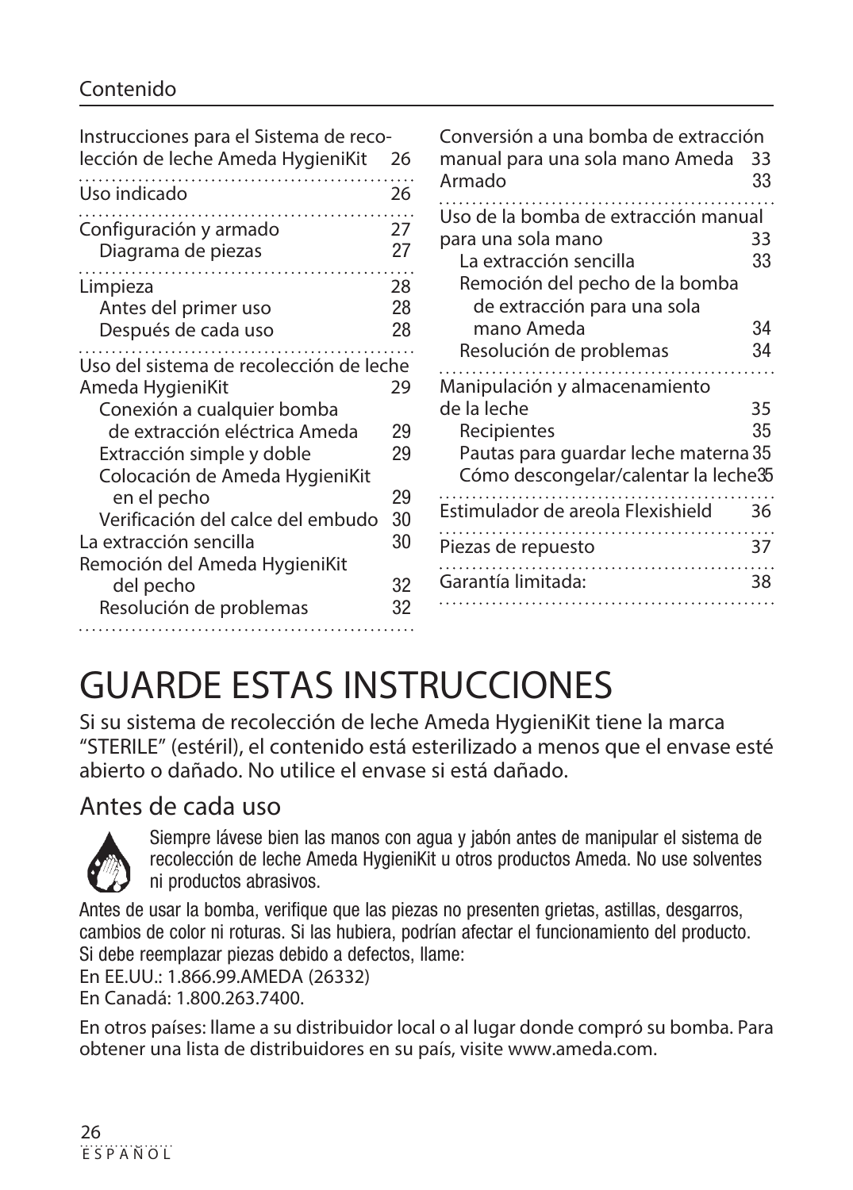## Contenido

| | |
|---|---|
| Instrucciones para el Sistema de recolección de leche Ameda HygieniKit | 26 |
| Uso indicado | 26 |
| Configuración y armado | 27 |
| Diagrama de piezas | 27 |
| Limpieza | 28 |
| Antes del primer uso | 28 |
| Después de cada uso | 28 |
| Uso del sistema de recolección de leche Ameda HygieniKit | 29 |
| Conexión a cualquier bomba de extracción eléctrica Ameda | 29 |
| Extracción simple y doble | 29 |
| Colocación de Ameda HygieniKit en el pecho | 29 |
| Verificación del calce del embudo | 30 |
| La extracción sencilla | 30 |
| Remoción del Ameda HygieniKit del pecho | 32 |
| Resolución de problemas | 32 |
| Conversión a una bomba de extracción manual para una sola mano Ameda | 33 |
| Armado | 33 |
| Uso de la bomba de extracción manual para una sola mano | 33 |
| La extracción sencilla | 33 |
| Remoción del pecho de la bomba de extracción para una sola mano Ameda | 34 |
| Resolución de problemas | 34 |
| Manipulación y almacenamiento de la leche | 35 |
| Recipientes | 35 |
| Pautas para guardar leche materna | 35 |
| Cómo descongelar/calentar la leche | 35 |
| Estimulador de areola Flexishield | 36 |
| Piezas de repuesto | 37 |
| Garantía limitada: | 38 |

# GUARDE ESTAS INSTRUCCIONES

Si su sistema de recolección de leche Ameda HygieniKit tiene la marca "STERILE" (estéril), el contenido está esterilizado a menos que el envase esté abierto o dañado. No utilice el envase si está dañado.

## Antes de cada uso

Siempre lávese bien las manos con agua y jabón antes de manipular el sistema de recolección de leche Ameda HygieniKit u otros productos Ameda. No use solventes ni productos abrasivos.

Antes de usar la bomba, verifique que las piezas no presenten grietas, astillas, desgarros, cambios de color ni roturas. Si las hubiera, podrían afectar el funcionamiento del producto. Si debe reemplazar piezas debido a defectos, llame:
En EE.UU.: 1.866.99.AMEDA (26332)
En Canadá: 1.800.263.7400.

En otros países: llame a su distribuidor local o al lugar donde compró su bomba. Para obtener una lista de distribuidores en su país, visite www.ameda.com.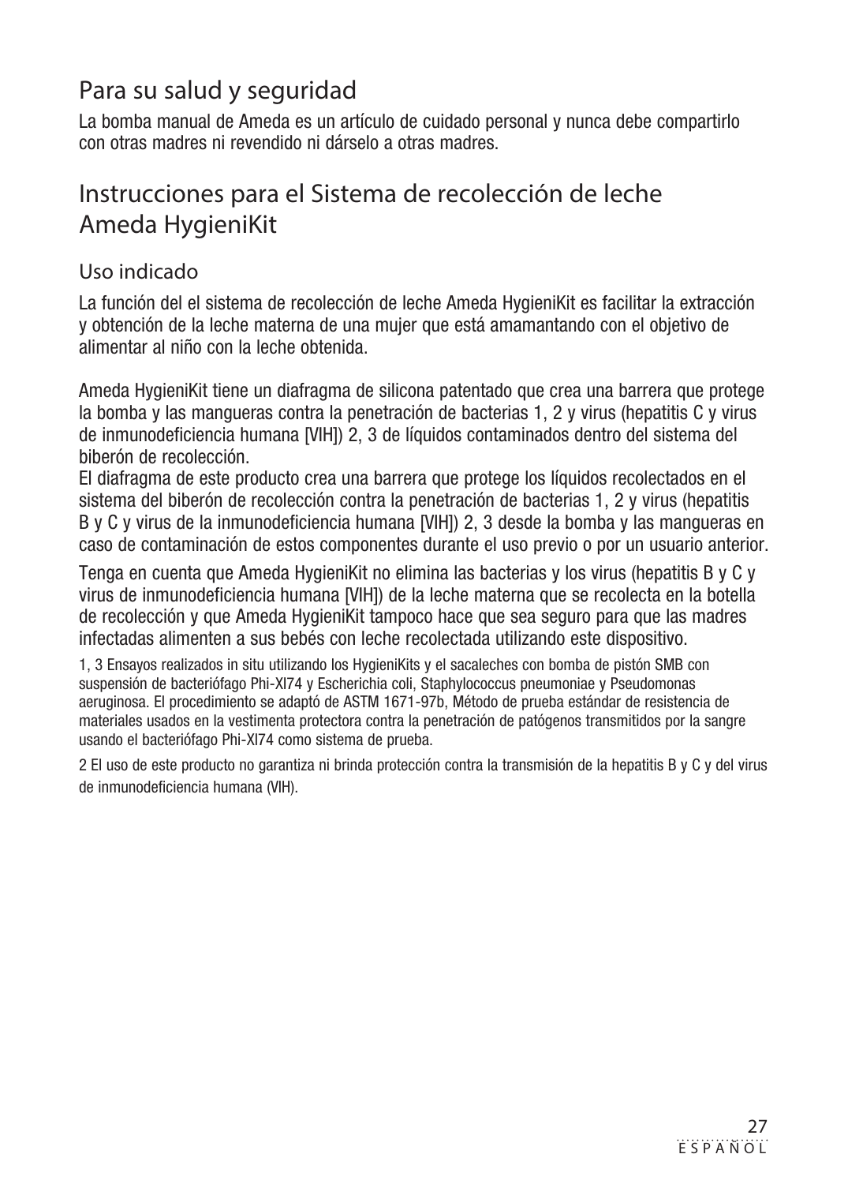## Para su salud y seguridad

La bomba manual de Ameda es un artículo de cuidado personal y nunca debe compartirlo con otras madres ni revendido ni dárselo a otras madres.

## Instrucciones para el Sistema de recolección de leche Ameda HygieniKit

### Uso indicado

La función del el sistema de recolección de leche Ameda HygieniKit es facilitar la extracción y obtención de la leche materna de una mujer que está amamantando con el objetivo de alimentar al niño con la leche obtenida.

Ameda HygieniKit tiene un diafragma de silicona patentado que crea una barrera que protege la bomba y las mangueras contra la penetración de bacterias 1, 2 y virus (hepatitis C y virus de inmunodeficiencia humana [VIH]) 2, 3 de líquidos contaminados dentro del sistema del biberón de recolección.
El diafragma de este producto crea una barrera que protege los líquidos recolectados en el sistema del biberón de recolección contra la penetración de bacterias 1, 2 y virus (hepatitis B y C y virus de la inmunodeficiencia humana [VIH]) 2, 3 desde la bomba y las mangueras en caso de contaminación de estos componentes durante el uso previo o por un usuario anterior.

Tenga en cuenta que Ameda HygieniKit no elimina las bacterias y los virus (hepatitis B y C y virus de inmunodeficiencia humana [VIH]) de la leche materna que se recolecta en la botella de recolección y que Ameda HygieniKit tampoco hace que sea seguro para que las madres infectadas alimenten a sus bebés con leche recolectada utilizando este dispositivo.

1, 3 Ensayos realizados in situ utilizando los HygieniKits y el sacaleches con bomba de pistón SMB con suspensión de bacteriófago Phi-XI74 y Escherichia coli, Staphylococcus pneumoniae y Pseudomonas aeruginosa. El procedimiento se adaptó de ASTM 1671-97b, Método de prueba estándar de resistencia de materiales usados en la vestimenta protectora contra la penetración de patógenos transmitidos por la sangre usando el bacteriófago Phi-XI74 como sistema de prueba.

2 El uso de este producto no garantiza ni brinda protección contra la transmisión de la hepatitis B y C y del virus de inmunodeficiencia humana (VIH).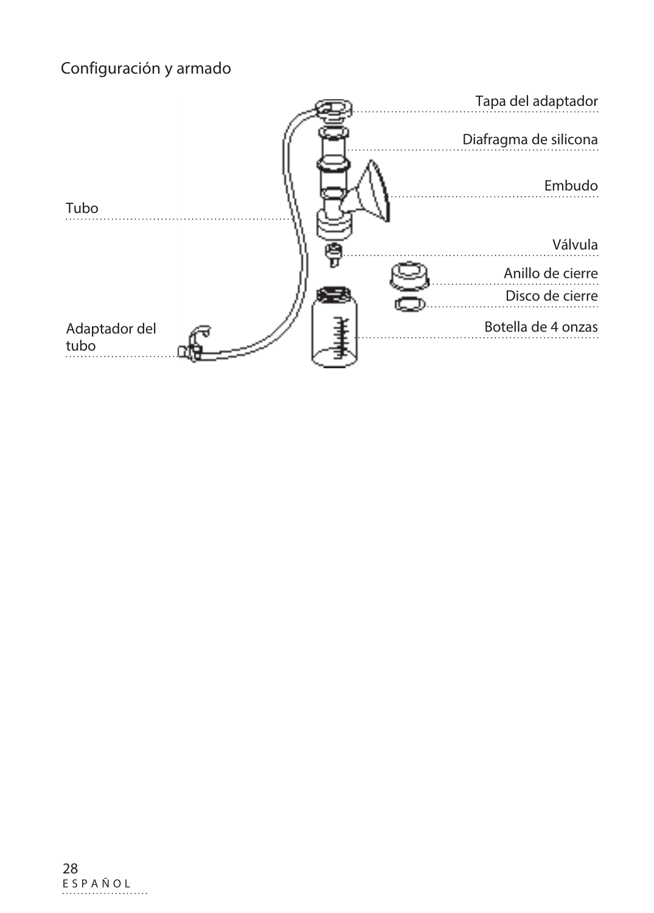Configuración y armado

Tapa del adaptador

Diafragma de silicona

Embudo

Tubo

Válvula

Anillo de cierre

Disco de cierre

Adaptador del tubo

Botella de 4 onzas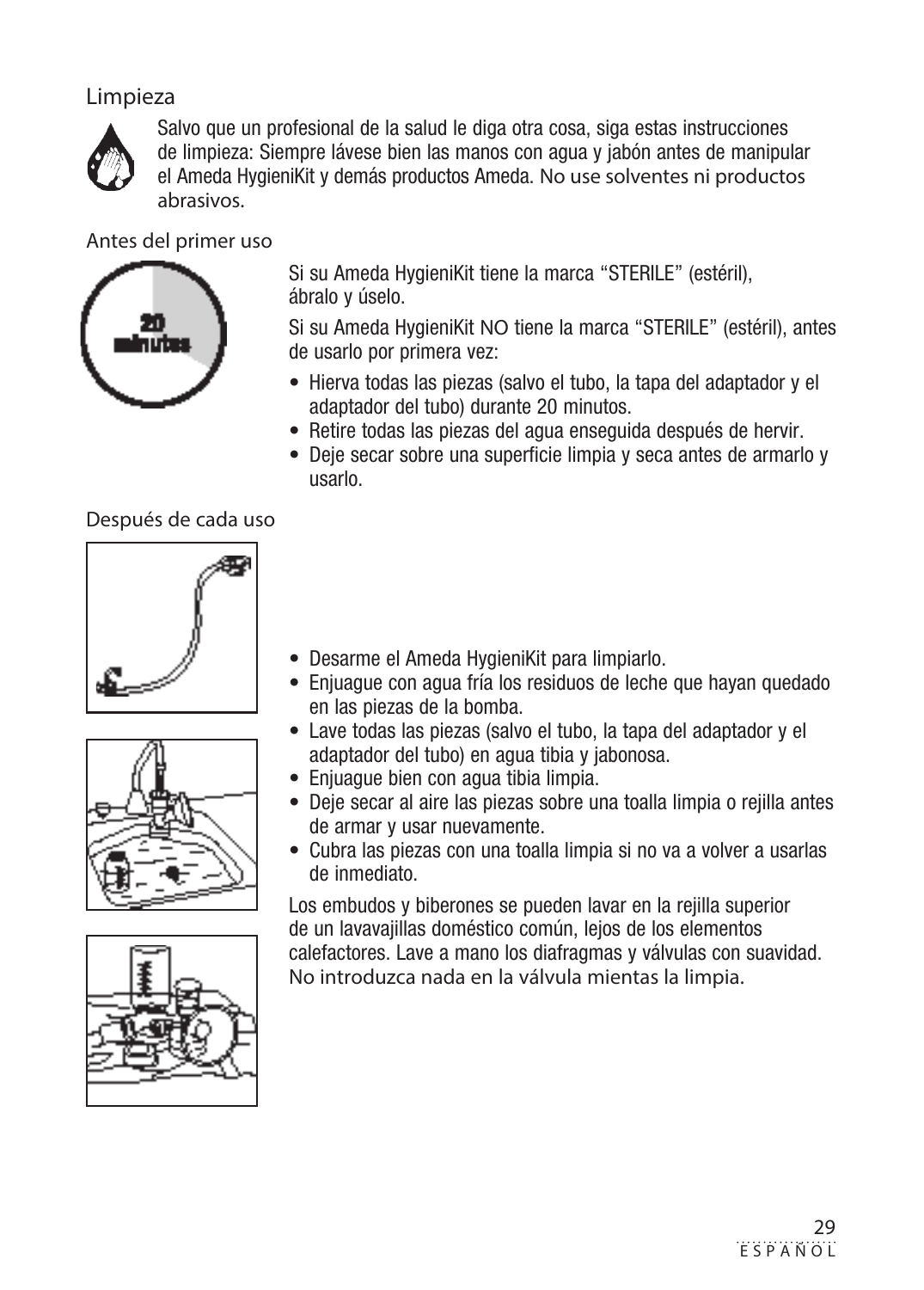## Limpieza

Salvo que un profesional de la salud le diga otra cosa, siga estas instrucciones de limpieza: Siempre lávese bien las manos con agua y jabón antes de manipular el Ameda HygieniKit y demás productos Ameda. No use solventes ni productos abrasivos.

### Antes del primer uso

Si su Ameda HygieniKit tiene la marca “STERILE” (estéril), ábralo y úselo.

Si su Ameda HygieniKit NO tiene la marca “STERILE” (estéril), antes de usarlo por primera vez:

- Hierva todas las piezas (salvo el tubo, la tapa del adaptador y el adaptador del tubo) durante 20 minutos.
- Retire todas las piezas del agua enseguida después de hervir.
- Deje secar sobre una superficie limpia y seca antes de armarlo y usarlo.

### Después de cada uso

- Desarme el Ameda HygieniKit para limpiarlo.
- Enjuague con agua fría los residuos de leche que hayan quedado en las piezas de la bomba.
- Lave todas las piezas (salvo el tubo, la tapa del adaptador y el adaptador del tubo) en agua tibia y jabonosa.
- Enjuague bien con agua tibia limpia.
- Deje secar al aire las piezas sobre una toalla limpia o rejilla antes de armar y usar nuevamente.
- Cubra las piezas con una toalla limpia si no va a volver a usarlas de inmediato.

Los embudos y biberones se pueden lavar en la rejilla superior de un lavavajillas doméstico común, lejos de los elementos calefactores. Lave a mano los diafragmas y válvulas con suavidad. No introduzca nada en la válvula mientas la limpia.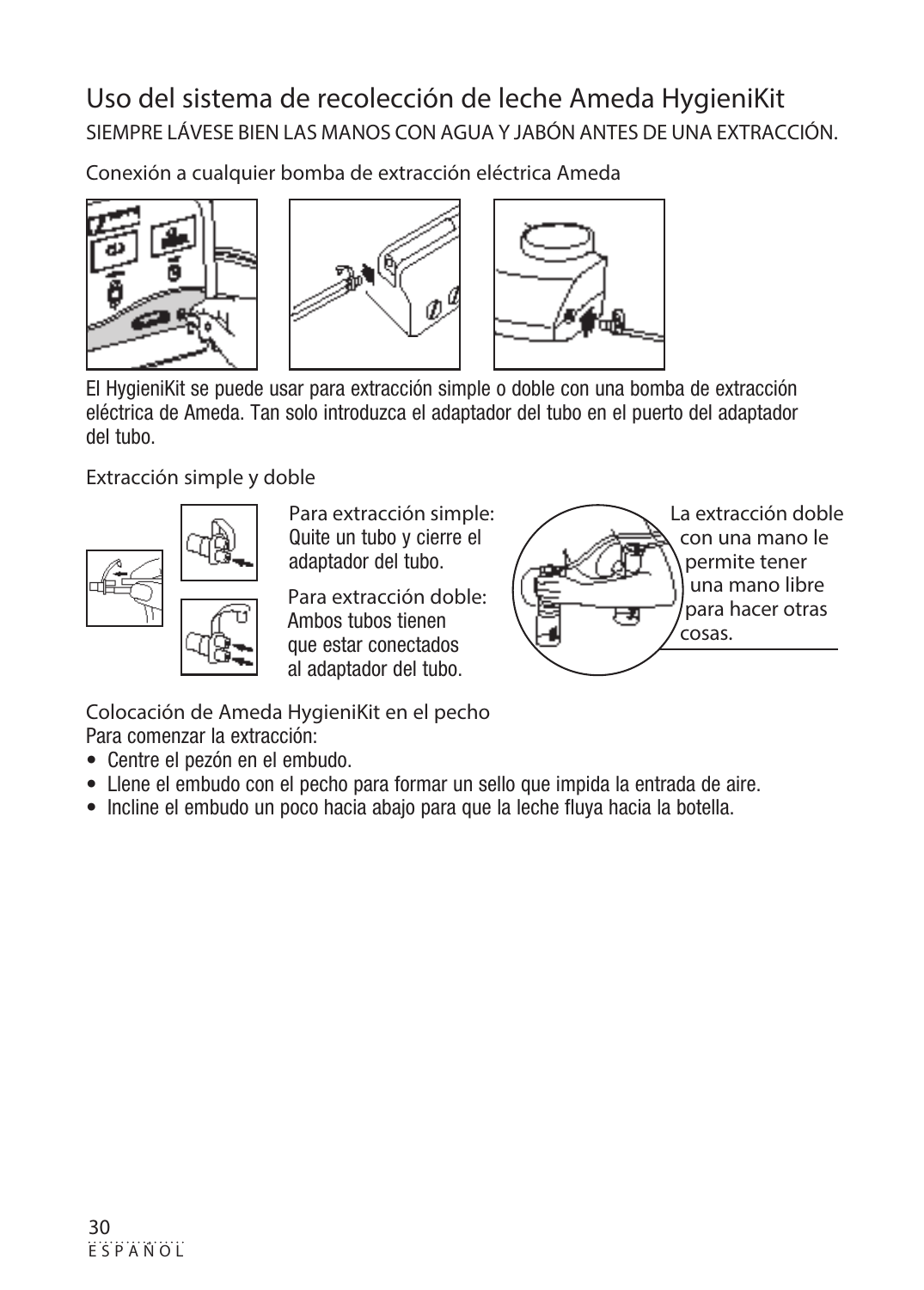# Uso del sistema de recolección de leche Ameda HygieniKit

SIEMPRE LÁVESE BIEN LAS MANOS CON AGUA Y JABÓN ANTES DE UNA EXTRACCIÓN.

## Conexión a cualquier bomba de extracción eléctrica Ameda

El HygieniKit se puede usar para extracción simple o doble con una bomba de extracción eléctrica de Ameda. Tan solo introduzca el adaptador del tubo en el puerto del adaptador del tubo.

## Extracción simple y doble

Para extracción simple:
Quite un tubo y cierre el adaptador del tubo.

Para extracción doble:
Ambos tubos tienen que estar conectados al adaptador del tubo.

La extracción doble con una mano le permite tener una mano libre para hacer otras cosas.

## Colocación de Ameda HygieniKit en el pecho

Para comenzar la extracción:

- Centre el pezón en el embudo.
- Llene el embudo con el pecho para formar un sello que impida la entrada de aire.
- Incline el embudo un poco hacia abajo para que la leche fluya hacia la botella.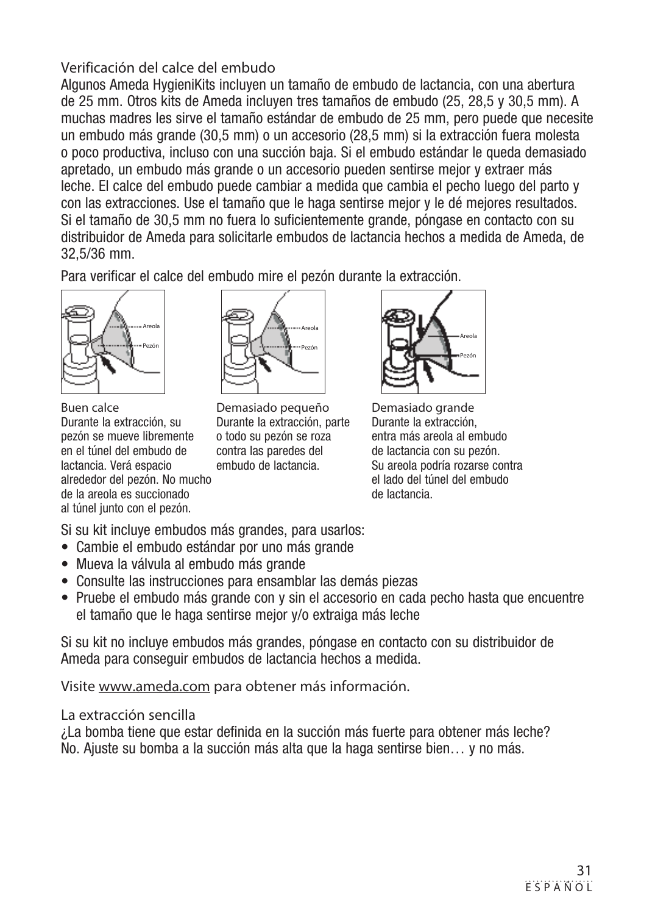## Verificación del calce del embudo

Algunos Ameda HygieniKits incluyen un tamaño de embudo de lactancia, con una abertura de 25 mm. Otros kits de Ameda incluyen tres tamaños de embudo (25, 28,5 y 30,5 mm). A muchas madres les sirve el tamaño estándar de embudo de 25 mm, pero puede que necesite un embudo más grande (30,5 mm) o un accesorio (28,5 mm) si la extracción fuera molesta o poco productiva, incluso con una succión baja. Si el embudo estándar le queda demasiado apretado, un embudo más grande o un accesorio pueden sentirse mejor y extraer más leche. El calce del embudo puede cambiar a medida que cambia el pecho luego del parto y con las extracciones. Use el tamaño que le haga sentirse mejor y le dé mejores resultados. Si el tamaño de 30,5 mm no fuera lo suficientemente grande, póngase en contacto con su distribuidor de Ameda para solicitarle embudos de lactancia hechos a medida de Ameda, de 32,5/36 mm.

Para verificar el calce del embudo mire el pezón durante la extracción.

**Buen calce**
Durante la extracción, su pezón se mueve libremente en el túnel del embudo de lactancia. Verá espacio alrededor del pezón. No mucho de la areola es succionado al túnel junto con el pezón.

**Demasiado pequeño**
Durante la extracción, parte o todo su pezón se roza contra las paredes del embudo de lactancia.

**Demasiado grande**
Durante la extracción, entra más areola al embudo de lactancia con su pezón. Su areola podría rozarse contra el lado del túnel del embudo de lactancia.

Si su kit incluye embudos más grandes, para usarlos:

- Cambie el embudo estándar por uno más grande
- Mueva la válvula al embudo más grande
- Consulte las instrucciones para ensamblar las demás piezas
- Pruebe el embudo más grande con y sin el accesorio en cada pecho hasta que encuentre el tamaño que le haga sentirse mejor y/o extraiga más leche

Si su kit no incluye embudos más grandes, póngase en contacto con su distribuidor de Ameda para conseguir embudos de lactancia hechos a medida.

Visite www.ameda.com para obtener más información.

## La extracción sencilla

¿La bomba tiene que estar definida en la succión más fuerte para obtener más leche? No. Ajuste su bomba a la succión más alta que la haga sentirse bien… y no más.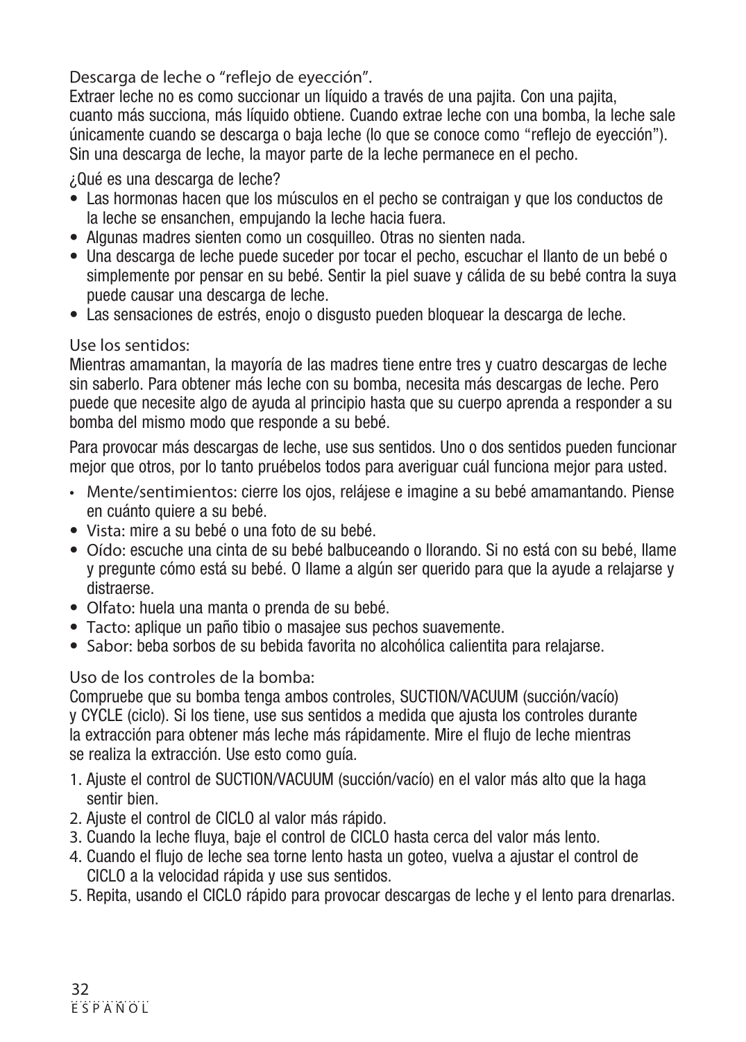## Descarga de leche o "reflejo de eyección".

Extraer leche no es como succionar un líquido a través de una pajita. Con una pajita, cuanto más succiona, más líquido obtiene. Cuando extrae leche con una bomba, la leche sale únicamente cuando se descarga o baja leche (lo que se conoce como "reflejo de eyección"). Sin una descarga de leche, la mayor parte de la leche permanece en el pecho.

¿Qué es una descarga de leche?

- Las hormonas hacen que los músculos en el pecho se contraigan y que los conductos de la leche se ensanchen, empujando la leche hacia fuera.
- Algunas madres sienten como un cosquilleo. Otras no sienten nada.
- Una descarga de leche puede suceder por tocar el pecho, escuchar el llanto de un bebé o simplemente por pensar en su bebé. Sentir la piel suave y cálida de su bebé contra la suya puede causar una descarga de leche.
- Las sensaciones de estrés, enojo o disgusto pueden bloquear la descarga de leche.

## Use los sentidos:

Mientras amamantan, la mayoría de las madres tiene entre tres y cuatro descargas de leche sin saberlo. Para obtener más leche con su bomba, necesita más descargas de leche. Pero puede que necesite algo de ayuda al principio hasta que su cuerpo aprenda a responder a su bomba del mismo modo que responde a su bebé.

Para provocar más descargas de leche, use sus sentidos. Uno o dos sentidos pueden funcionar mejor que otros, por lo tanto pruébelos todos para averiguar cuál funciona mejor para usted.

- Mente/sentimientos: cierre los ojos, relájese e imagine a su bebé amamantando. Piense en cuánto quiere a su bebé.
- Vista: mire a su bebé o una foto de su bebé.
- Oído: escuche una cinta de su bebé balbuceando o llorando. Si no está con su bebé, llame y pregunte cómo está su bebé. O llame a algún ser querido para que la ayude a relajarse y distraerse.
- Olfato: huela una manta o prenda de su bebé.
- Tacto: aplique un paño tibio o masajee sus pechos suavemente.
- Sabor: beba sorbos de su bebida favorita no alcohólica calientita para relajarse.

## Uso de los controles de la bomba:

Compruebe que su bomba tenga ambos controles, SUCTION/VACUUM (succión/vacío) y CYCLE (ciclo). Si los tiene, use sus sentidos a medida que ajusta los controles durante la extracción para obtener más leche más rápidamente. Mire el flujo de leche mientras se realiza la extracción. Use esto como guía.

1. Ajuste el control de SUCTION/VACUUM (succión/vacío) en el valor más alto que la haga sentir bien.
2. Ajuste el control de CICLO al valor más rápido.
3. Cuando la leche fluya, baje el control de CICLO hasta cerca del valor más lento.
4. Cuando el flujo de leche sea torne lento hasta un goteo, vuelva a ajustar el control de CICLO a la velocidad rápida y use sus sentidos.
5. Repita, usando el CICLO rápido para provocar descargas de leche y el lento para drenarlas.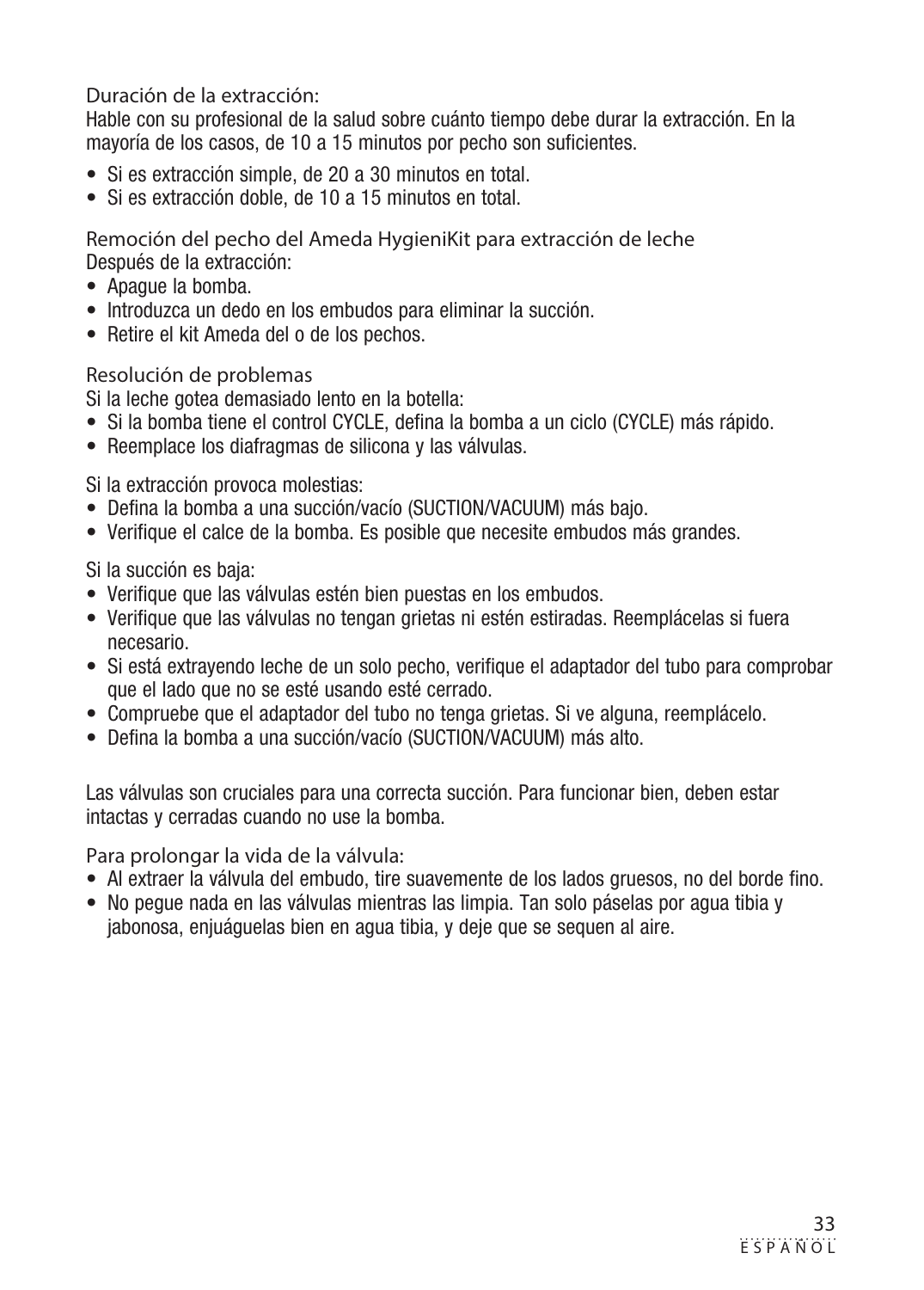### Duración de la extracción:

Hable con su profesional de la salud sobre cuánto tiempo debe durar la extracción. En la mayoría de los casos, de 10 a 15 minutos por pecho son suficientes.

- Si es extracción simple, de 20 a 30 minutos en total.
- Si es extracción doble, de 10 a 15 minutos en total.

### Remoción del pecho del Ameda HygieniKit para extracción de leche

Después de la extracción:

- Apague la bomba.
- Introduzca un dedo en los embudos para eliminar la succión.
- Retire el kit Ameda del o de los pechos.

### Resolución de problemas

Si la leche gotea demasiado lento en la botella:

- Si la bomba tiene el control CYCLE, defina la bomba a un ciclo (CYCLE) más rápido.
- Reemplace los diafragmas de silicona y las válvulas.

Si la extracción provoca molestias:

- Defina la bomba a una succión/vacío (SUCTION/VACUUM) más bajo.
- Verifique el calce de la bomba. Es posible que necesite embudos más grandes.

Si la succión es baja:

- Verifique que las válvulas estén bien puestas en los embudos.
- Verifique que las válvulas no tengan grietas ni estén estiradas. Reemplácelas si fuera necesario.
- Si está extrayendo leche de un solo pecho, verifique el adaptador del tubo para comprobar que el lado que no se esté usando esté cerrado.
- Compruebe que el adaptador del tubo no tenga grietas. Si ve alguna, reemplácelo.
- Defina la bomba a una succión/vacío (SUCTION/VACUUM) más alto.

Las válvulas son cruciales para una correcta succión. Para funcionar bien, deben estar intactas y cerradas cuando no use la bomba.

### Para prolongar la vida de la válvula:

- Al extraer la válvula del embudo, tire suavemente de los lados gruesos, no del borde fino.
- No pegue nada en las válvulas mientras las limpia. Tan solo páselas por agua tibia y jabonosa, enjuáguelas bien en agua tibia, y deje que se sequen al aire.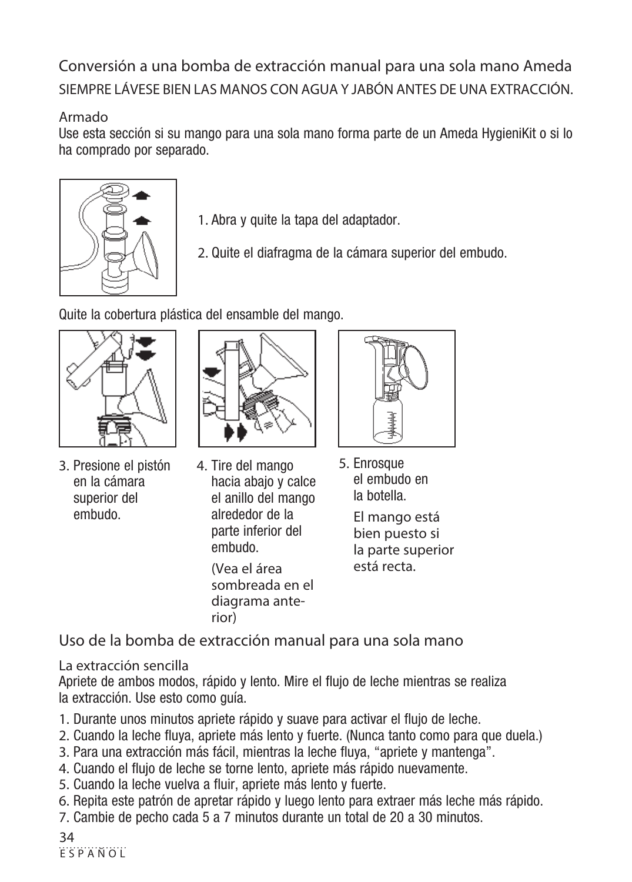## Conversión a una bomba de extracción manual para una sola mano Ameda

SIEMPRE LÁVESE BIEN LAS MANOS CON AGUA Y JABÓN ANTES DE UNA EXTRACCIÓN.

### Armado

Use esta sección si su mango para una sola mano forma parte de un Ameda HygieniKit o si lo ha comprado por separado.

1. Abra y quite la tapa del adaptador.
2. Quite el diafragma de la cámara superior del embudo.

Quite la cobertura plástica del ensamble del mango.

3. Presione el pistón en la cámara superior del embudo.
4. Tire del mango hacia abajo y calce el anillo del mango alrededor de la parte inferior del embudo.

   (Vea el área sombreada en el diagrama anterior)
5. Enrosque el embudo en la botella.

   El mango está bien puesto si la parte superior está recta.

## Uso de la bomba de extracción manual para una sola mano

### La extracción sencilla

Apriete de ambos modos, rápido y lento. Mire el flujo de leche mientras se realiza la extracción. Use esto como guía.

1. Durante unos minutos apriete rápido y suave para activar el flujo de leche.
2. Cuando la leche fluya, apriete más lento y fuerte. (Nunca tanto como para que duela.)
3. Para una extracción más fácil, mientras la leche fluya, "apriete y mantenga".
4. Cuando el flujo de leche se torne lento, apriete más rápido nuevamente.
5. Cuando la leche vuelva a fluir, apriete más lento y fuerte.
6. Repita este patrón de apretar rápido y luego lento para extraer más leche más rápido.
7. Cambie de pecho cada 5 a 7 minutos durante un total de 20 a 30 minutos.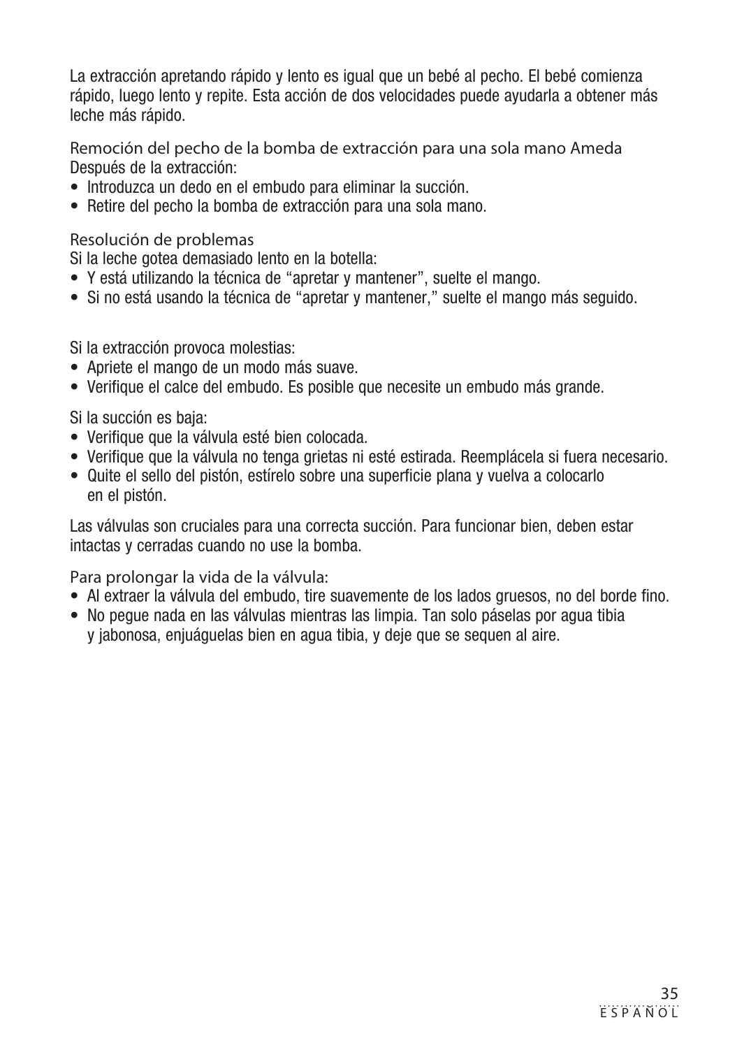La extracción apretando rápido y lento es igual que un bebé al pecho. El bebé comienza rápido, luego lento y repite. Esta acción de dos velocidades puede ayudarla a obtener más leche más rápido.

## Remoción del pecho de la bomba de extracción para una sola mano Ameda

Después de la extracción:

- Introduzca un dedo en el embudo para eliminar la succión.
- Retire del pecho la bomba de extracción para una sola mano.

## Resolución de problemas

Si la leche gotea demasiado lento en la botella:

- Y está utilizando la técnica de "apretar y mantener", suelte el mango.
- Si no está usando la técnica de "apretar y mantener," suelte el mango más seguido.

Si la extracción provoca molestias:

- Apriete el mango de un modo más suave.
- Verifique el calce del embudo. Es posible que necesite un embudo más grande.

Si la succión es baja:

- Verifique que la válvula esté bien colocada.
- Verifique que la válvula no tenga grietas ni esté estirada. Reemplácela si fuera necesario.
- Quite el sello del pistón, estírelo sobre una superficie plana y vuelva a colocarlo en el pistón.

Las válvulas son cruciales para una correcta succión. Para funcionar bien, deben estar intactas y cerradas cuando no use la bomba.

## Para prolongar la vida de la válvula:

- Al extraer la válvula del embudo, tire suavemente de los lados gruesos, no del borde fino.
- No pegue nada en las válvulas mientras las limpia. Tan solo páselas por agua tibia y jabonosa, enjuáguelas bien en agua tibia, y deje que se sequen al aire.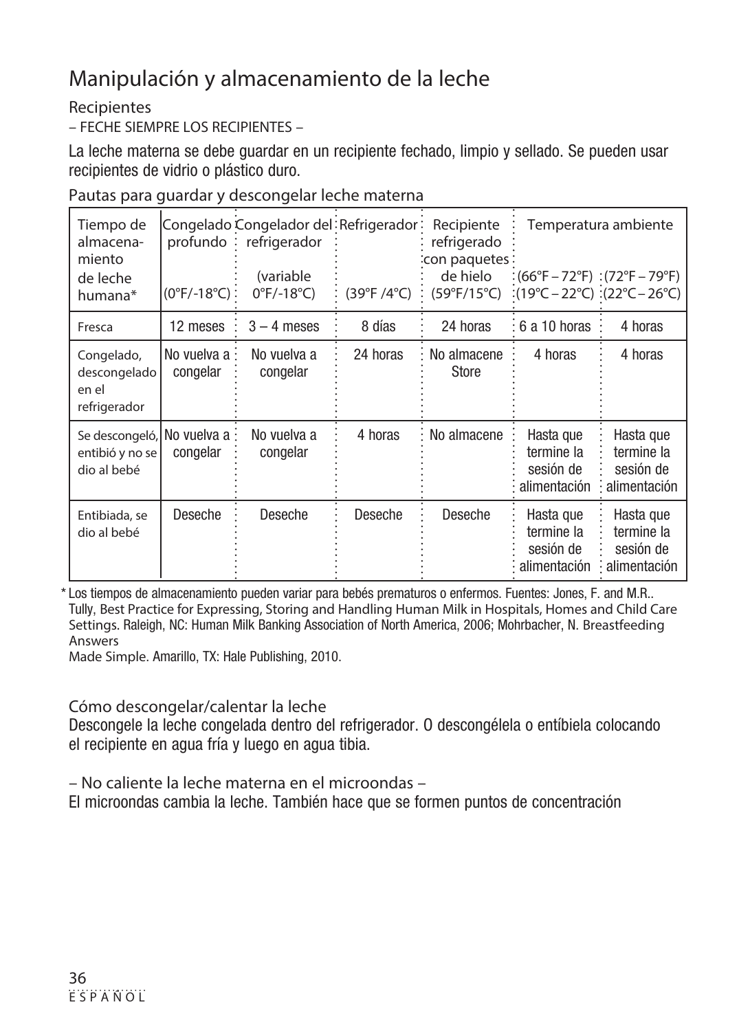# Manipulación y almacenamiento de la leche

## Recipientes

– FECHE SIEMPRE LOS RECIPIENTES –

La leche materna se debe guardar en un recipiente fechado, limpio y sellado. Se pueden usar recipientes de vidrio o plástico duro.

Pautas para guardar y descongelar leche materna

| Tiempo de almacenamiento de leche humana* | Congelado profundo (0°F/-18°C) | Congelador del refrigerador (variable 0°F/-18°C) | Refrigerador (39°F /4°C) | Recipiente refrigerado con paquetes de hielo (59°F/15°C) | Temperatura ambiente (66°F – 72°F) (19°C – 22°C) | Temperatura ambiente (72°F – 79°F) (22°C – 26°C) |
|---|---|---|---|---|---|---|
| Fresca | 12 meses | 3 – 4 meses | 8 días | 24 horas | 6 a 10 horas | 4 horas |
| Congelado, descongelado en el refrigerador | No vuelva a congelar | No vuelva a congelar | 24 horas | No almacene Store | 4 horas | 4 horas |
| Se descongeló, entibió y no se dio al bebé | No vuelva a congelar | No vuelva a congelar | 4 horas | No almacene | Hasta que termine la sesión de alimentación | Hasta que termine la sesión de alimentación |
| Entibiada, se dio al bebé | Deseche | Deseche | Deseche | Deseche | Hasta que termine la sesión de alimentación | Hasta que termine la sesión de alimentación |

\* Los tiempos de almacenamiento pueden variar para bebés prematuros o enfermos. Fuentes: Jones, F. and M.R.. Tully, Best Practice for Expressing, Storing and Handling Human Milk in Hospitals, Homes and Child Care Settings. Raleigh, NC: Human Milk Banking Association of North America, 2006; Mohrbacher, N. Breastfeeding Answers
Made Simple. Amarillo, TX: Hale Publishing, 2010.

## Cómo descongelar/calentar la leche

Descongele la leche congelada dentro del refrigerador. O descongélela o entíbiela colocando el recipiente en agua fría y luego en agua tibia.

– No caliente la leche materna en el microondas –

El microondas cambia la leche. También hace que se formen puntos de concentración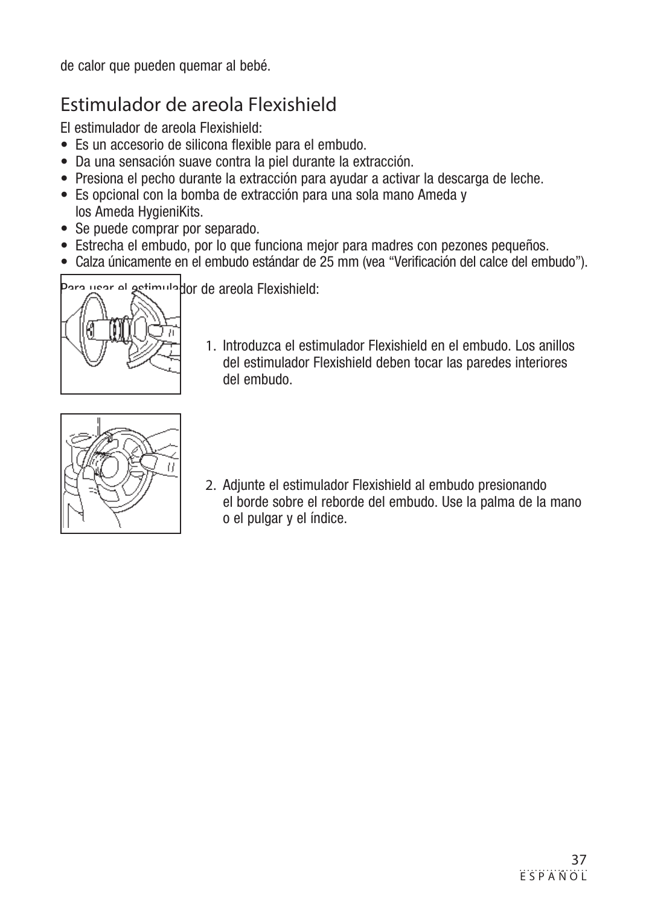de calor que pueden quemar al bebé.

## Estimulador de areola Flexishield

El estimulador de areola Flexishield:

- Es un accesorio de silicona flexible para el embudo.
- Da una sensación suave contra la piel durante la extracción.
- Presiona el pecho durante la extracción para ayudar a activar la descarga de leche.
- Es opcional con la bomba de extracción para una sola mano Ameda y los Ameda HygieniKits.
- Se puede comprar por separado.
- Estrecha el embudo, por lo que funciona mejor para madres con pezones pequeños.
- Calza únicamente en el embudo estándar de 25 mm (vea "Verificación del calce del embudo").

Para usar el estimulador de areola Flexishield:

1. Introduzca el estimulador Flexishield en el embudo. Los anillos del estimulador Flexishield deben tocar las paredes interiores del embudo.

2. Adjunte el estimulador Flexishield al embudo presionando el borde sobre el reborde del embudo. Use la palma de la mano o el pulgar y el índice.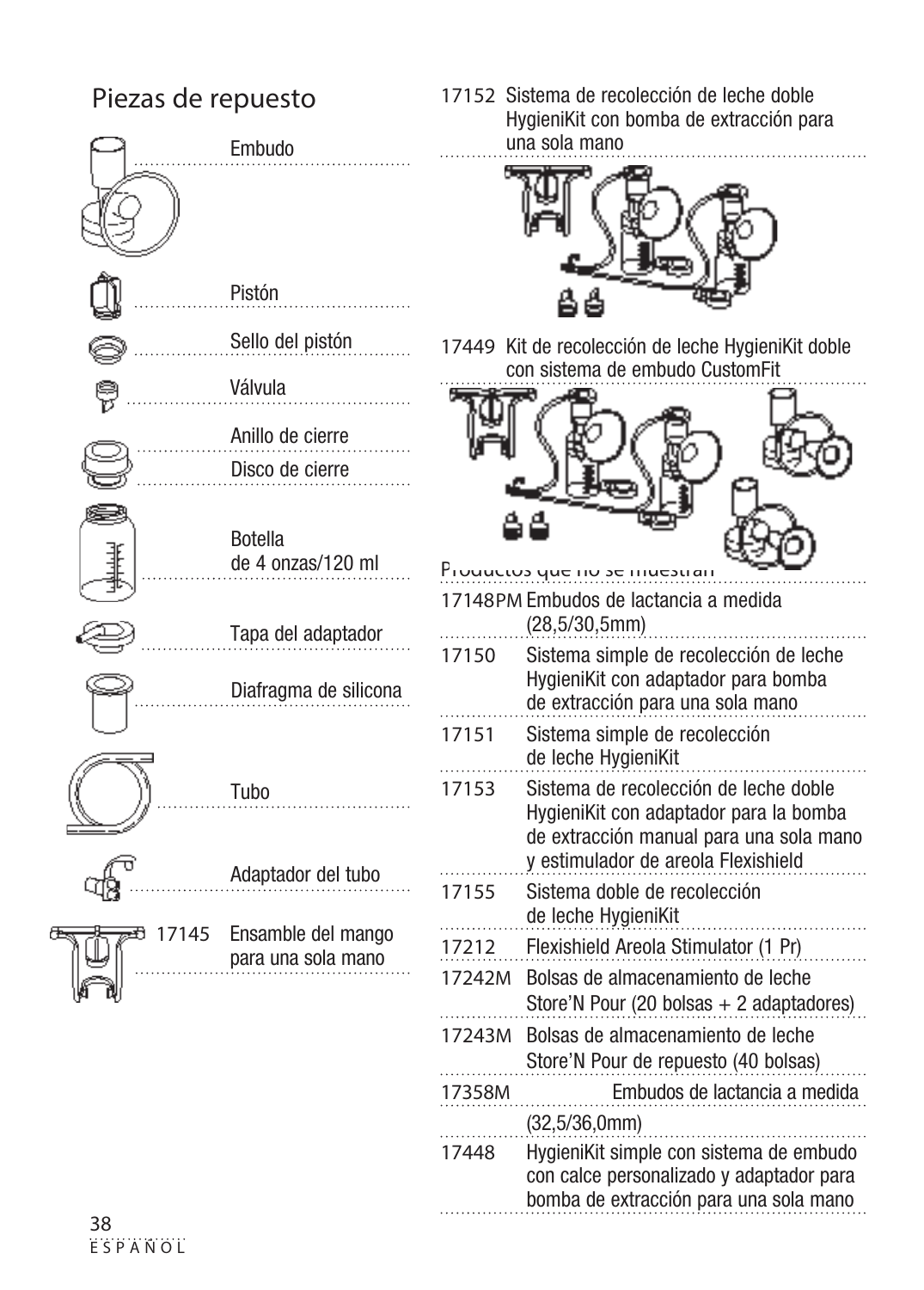## Piezas de repuesto

- Embudo
- Pistón
- Sello del pistón
- Válvula
- Anillo de cierre
- Disco de cierre
- Botella de 4 onzas/120 ml
- Tapa del adaptador
- Diafragma de silicona
- Tubo
- Adaptador del tubo
- 17145 Ensamble del mango para una sola mano

17152 Sistema de recolección de leche doble HygieniKit con bomba de extracción para una sola mano

17449 Kit de recolección de leche HygieniKit doble con sistema de embudo CustomFit

### Productos que no se muestran

| | |
|---|---|
| 17148PM | Embudos de lactancia a medida (28,5/30,5mm) |
| 17150 | Sistema simple de recolección de leche HygieniKit con adaptador para bomba de extracción para una sola mano |
| 17151 | Sistema simple de recolección de leche HygieniKit |
| 17153 | Sistema de recolección de leche doble HygieniKit con adaptador para la bomba de extracción manual para una sola mano y estimulador de areola Flexishield |
| 17155 | Sistema doble de recolección de leche HygieniKit |
| 17212 | Flexishield Areola Stimulator (1 Pr) |
| 17242M | Bolsas de almacenamiento de leche Store'N Pour (20 bolsas + 2 adaptadores) |
| 17243M | Bolsas de almacenamiento de leche Store'N Pour de repuesto (40 bolsas) |
| 17358M | Embudos de lactancia a medida (32,5/36,0mm) |
| 17448 | HygieniKit simple con sistema de embudo con calce personalizado y adaptador para bomba de extracción para una sola mano |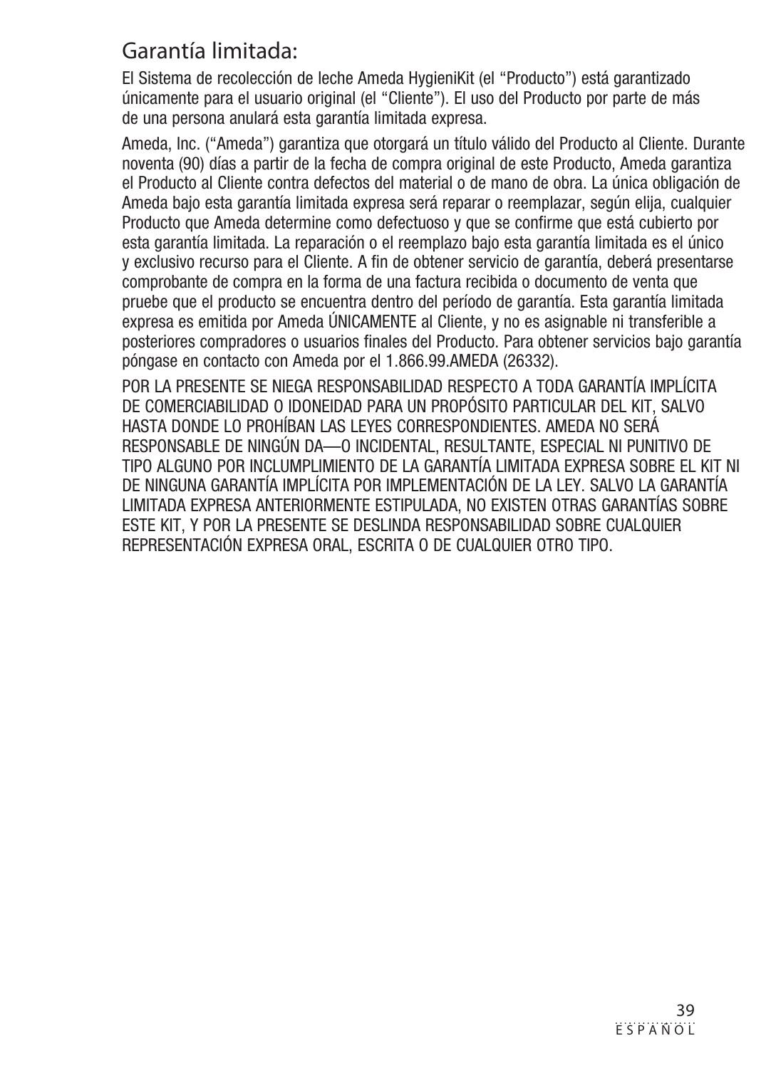## Garantía limitada:

El Sistema de recolección de leche Ameda HygieniKit (el "Producto") está garantizado únicamente para el usuario original (el "Cliente"). El uso del Producto por parte de más de una persona anulará esta garantía limitada expresa.

Ameda, Inc. ("Ameda") garantiza que otorgará un título válido del Producto al Cliente. Durante noventa (90) días a partir de la fecha de compra original de este Producto, Ameda garantiza el Producto al Cliente contra defectos del material o de mano de obra. La única obligación de Ameda bajo esta garantía limitada expresa será reparar o reemplazar, según elija, cualquier Producto que Ameda determine como defectuoso y que se confirme que está cubierto por esta garantía limitada. La reparación o el reemplazo bajo esta garantía limitada es el único y exclusivo recurso para el Cliente. A fin de obtener servicio de garantía, deberá presentarse comprobante de compra en la forma de una factura recibida o documento de venta que pruebe que el producto se encuentra dentro del período de garantía. Esta garantía limitada expresa es emitida por Ameda ÚNICAMENTE al Cliente, y no es asignable ni transferible a posteriores compradores o usuarios finales del Producto. Para obtener servicios bajo garantía póngase en contacto con Ameda por el 1.866.99.AMEDA (26332).

POR LA PRESENTE SE NIEGA RESPONSABILIDAD RESPECTO A TODA GARANTÍA IMPLÍCITA DE COMERCIABILIDAD O IDONEIDAD PARA UN PROPÓSITO PARTICULAR DEL KIT, SALVO HASTA DONDE LO PROHÍBAN LAS LEYES CORRESPONDIENTES. AMEDA NO SERÁ RESPONSABLE DE NINGÚN DA—O INCIDENTAL, RESULTANTE, ESPECIAL NI PUNITIVO DE TIPO ALGUNO POR INCLUMPLIMIENTO DE LA GARANTÍA LIMITADA EXPRESA SOBRE EL KIT NI DE NINGUNA GARANTÍA IMPLÍCITA POR IMPLEMENTACIÓN DE LA LEY. SALVO LA GARANTÍA LIMITADA EXPRESA ANTERIORMENTE ESTIPULADA, NO EXISTEN OTRAS GARANTÍAS SOBRE ESTE KIT, Y POR LA PRESENTE SE DESLINDA RESPONSABILIDAD SOBRE CUALQUIER REPRESENTACIÓN EXPRESA ORAL, ESCRITA O DE CUALQUIER OTRO TIPO.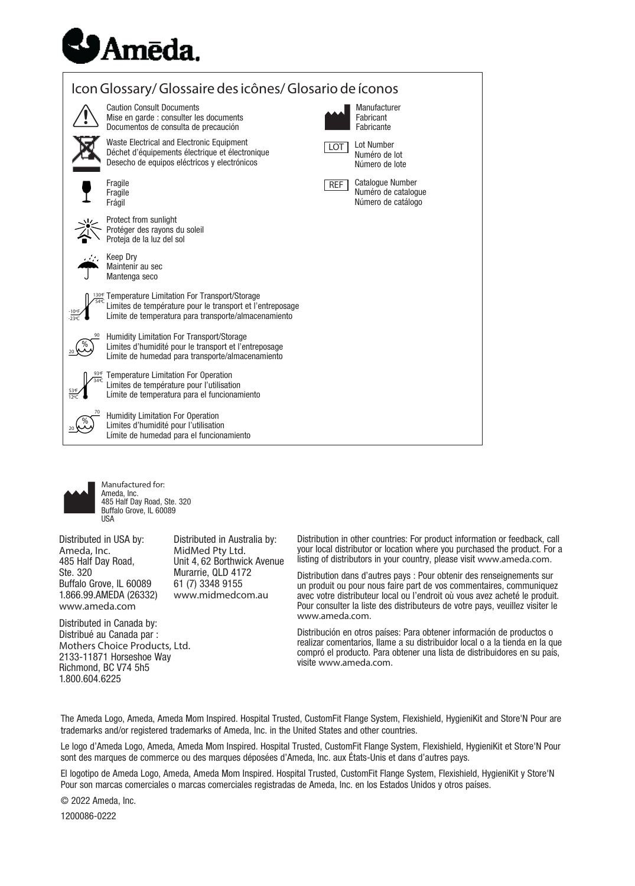# Amēda.

## Icon Glossary/ Glossaire des icônes/ Glosario de íconos

Caution Consult Documents
Mise en garde : consulter les documents
Documentos de consulta de precaución

Waste Electrical and Electronic Equipment
Déchet d'équipements électrique et électronique
Desecho de equipos eléctricos y electrónicos

Fragile
Fragile
Frágil

Protect from sunlight
Protéger des rayons du soleil
Proteja de la luz del sol

Keep Dry
Maintenir au sec
Mantenga seco

130°F 54°C -10°F -23°C
Temperature Limitation For Transport/Storage
Limites de température pour le transport et l'entreposage
Límite de temperatura para transporte/almacenamiento

90 20
Humidity Limitation For Transport/Storage
Limites d'humidité pour le transport et l'entreposage
Límite de humedad para transporte/almacenamiento

93°F 34°C 53°F 12°C
Temperature Limitation For Operation
Limites de température pour l'utilisation
Límite de temperatura para el funcionamiento

70 20
Humidity Limitation For Operation
Limites d'humidité pour l'utilisation
Límite de humedad para el funcionamiento

Manufacturer
Fabricant
Fabricante

LOT
Lot Number
Numéro de lot
Número de lote

REF
Catalogue Number
Numéro de catalogue
Número de catálogo

Manufactured for:
Ameda, Inc.
485 Half Day Road, Ste. 320
Buffalo Grove, IL 60089
USA

Distributed in USA by:
Ameda, Inc.
485 Half Day Road,
Ste. 320
Buffalo Grove, IL 60089
1.866.99.AMEDA (26332)
www.ameda.com

Distributed in Canada by:
Distribué au Canada par :
Mothers Choice Products, Ltd.
2133-11871 Horseshoe Way
Richmond, BC V74 5h5
1.800.604.6225

Distributed in Australia by:
MidMed Pty Ltd.
Unit 4, 62 Borthwick Avenue
Murarrie, QLD 4172
61 (7) 3348 9155
www.midmedcom.au

Distribution in other countries: For product information or feedback, call your local distributor or location where you purchased the product. For a listing of distributors in your country, please visit www.ameda.com.

Distribution dans d'autres pays : Pour obtenir des renseignements sur un produit ou pour nous faire part de vos commentaires, communiquez avec votre distributeur local ou l'endroit où vous avez acheté le produit. Pour consulter la liste des distributeurs de votre pays, veuillez visiter le www.ameda.com.

Distribución en otros países: Para obtener información de productos o realizar comentarios, llame a su distribuidor local o a la tienda en la que compró el producto. Para obtener una lista de distribuidores en su país, visite www.ameda.com.

The Ameda Logo, Ameda, Ameda Mom Inspired. Hospital Trusted, CustomFit Flange System, Flexishield, HygieniKit and Store'N Pour are trademarks and/or registered trademarks of Ameda, Inc. in the United States and other countries.

Le logo d'Ameda Logo, Ameda, Ameda Mom Inspired. Hospital Trusted, CustomFit Flange System, Flexishield, HygieniKit et Store'N Pour sont des marques de commerce ou des marques déposées d'Ameda, Inc. aux États-Unis et dans d'autres pays.

El logotipo de Ameda Logo, Ameda, Ameda Mom Inspired. Hospital Trusted, CustomFit Flange System, Flexishield, HygieniKit y Store'N Pour son marcas comerciales o marcas comerciales registradas de Ameda, Inc. en los Estados Unidos y otros países.

© 2022 Ameda, Inc.

1200086-0222